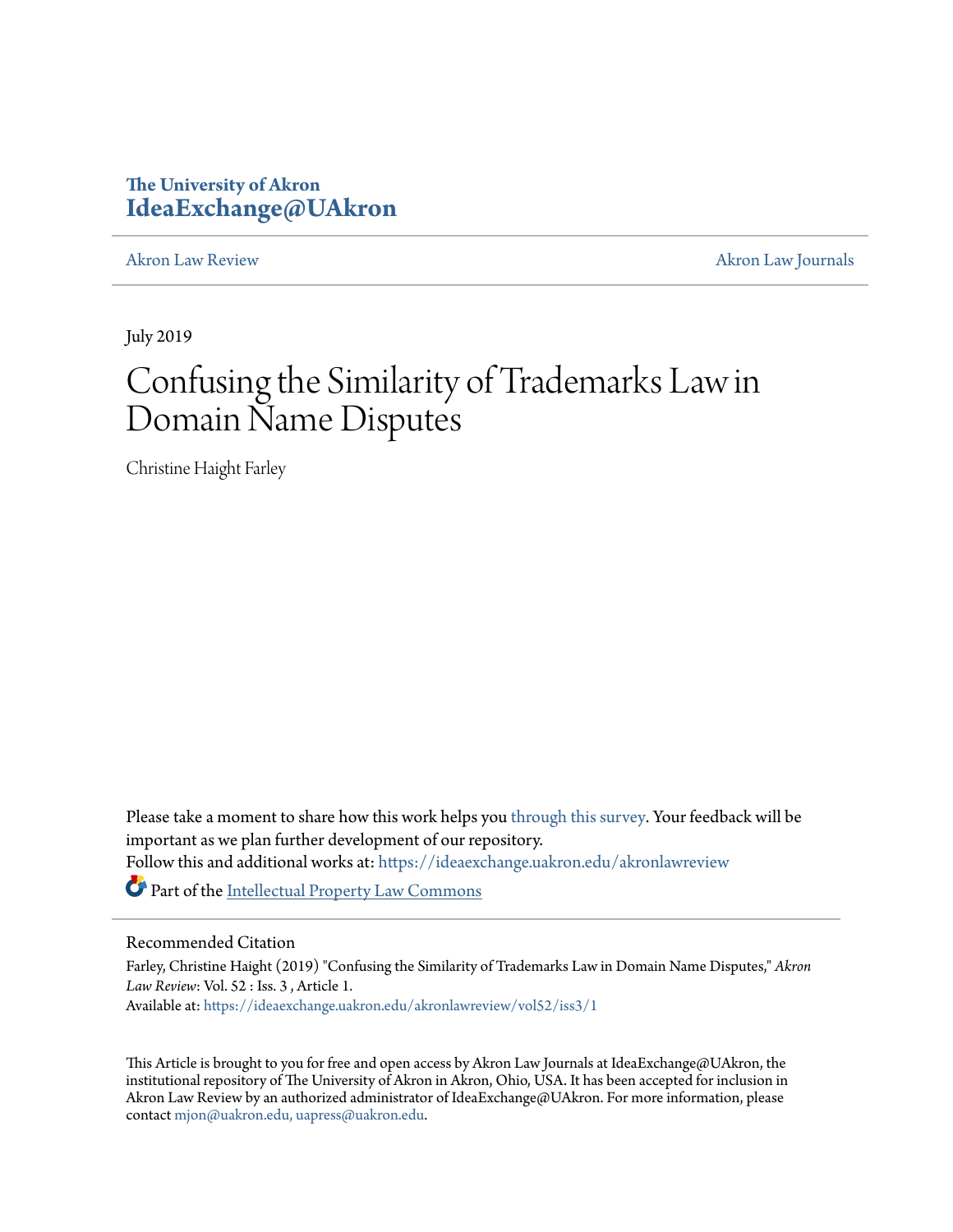The University of Akron
**IdeaExchange@UAkron**

Akron Law Review | Akron Law Journals

July 2019

# Confusing the Similarity of Trademarks Law in Domain Name Disputes

Christine Haight Farley

Please take a moment to share how this work helps you through this survey. Your feedback will be important as we plan further development of our repository.

Follow this and additional works at: https://ideaexchange.uakron.edu/akronlawreview

Part of the Intellectual Property Law Commons

## Recommended Citation

Farley, Christine Haight (2019) "Confusing the Similarity of Trademarks Law in Domain Name Disputes," *Akron Law Review*: Vol. 52 : Iss. 3 , Article 1.

Available at: https://ideaexchange.uakron.edu/akronlawreview/vol52/iss3/1

This Article is brought to you for free and open access by Akron Law Journals at IdeaExchange@UAkron, the institutional repository of The University of Akron in Akron, Ohio, USA. It has been accepted for inclusion in Akron Law Review by an authorized administrator of IdeaExchange@UAkron. For more information, please contact mjon@uakron.edu, uapress@uakron.edu.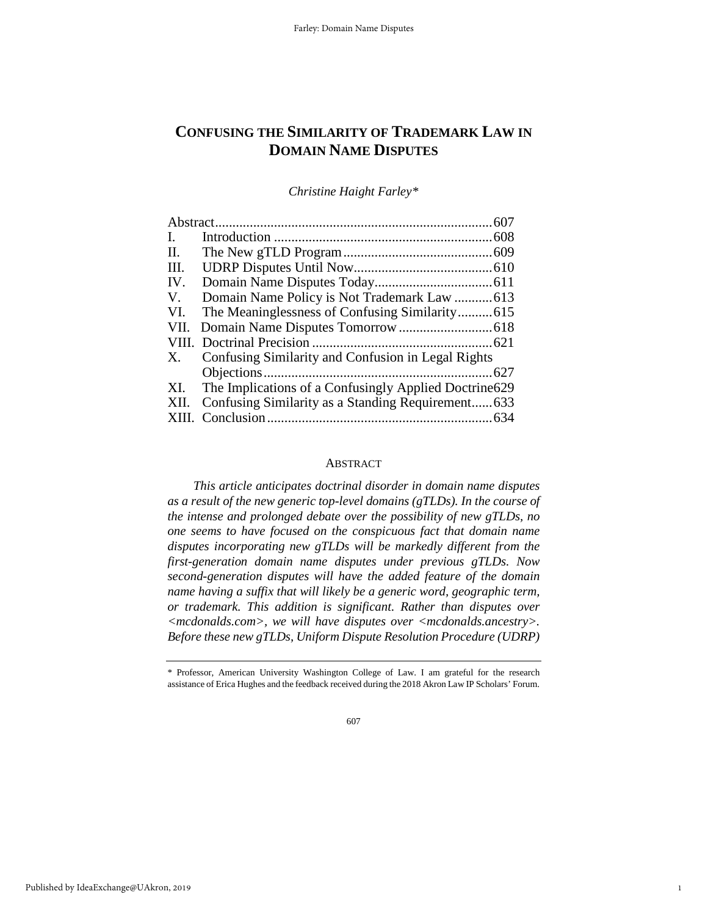# CONFUSING THE SIMILARITY OF TRADEMARK LAW IN DOMAIN NAME DISPUTES

*Christine Haight Farley\**

| | | |
|---|---|---|
| Abstract | | 607 |
| I. | Introduction | 608 |
| II. | The New gTLD Program | 609 |
| III. | UDRP Disputes Until Now | 610 |
| IV. | Domain Name Disputes Today | 611 |
| V. | Domain Name Policy is Not Trademark Law | 613 |
| VI. | The Meaninglessness of Confusing Similarity | 615 |
| VII. | Domain Name Disputes Tomorrow | 618 |
| VIII. | Doctrinal Precision | 621 |
| X. | Confusing Similarity and Confusion in Legal Rights Objections | 627 |
| XI. | The Implications of a Confusingly Applied Doctrine | 629 |
| XII. | Confusing Similarity as a Standing Requirement | 633 |
| XIII. | Conclusion | 634 |

## ABSTRACT

*This article anticipates doctrinal disorder in domain name disputes as a result of the new generic top-level domains (gTLDs). In the course of the intense and prolonged debate over the possibility of new gTLDs, no one seems to have focused on the conspicuous fact that domain name disputes incorporating new gTLDs will be markedly different from the first-generation domain name disputes under previous gTLDs. Now second-generation disputes will have the added feature of the domain name having a suffix that will likely be a generic word, geographic term, or trademark. This addition is significant. Rather than disputes over <mcdonalds.com>, we will have disputes over <mcdonalds.ancestry>. Before these new gTLDs, Uniform Dispute Resolution Procedure (UDRP)*

---

\* Professor, American University Washington College of Law. I am grateful for the research assistance of Erica Hughes and the feedback received during the 2018 Akron Law IP Scholars' Forum.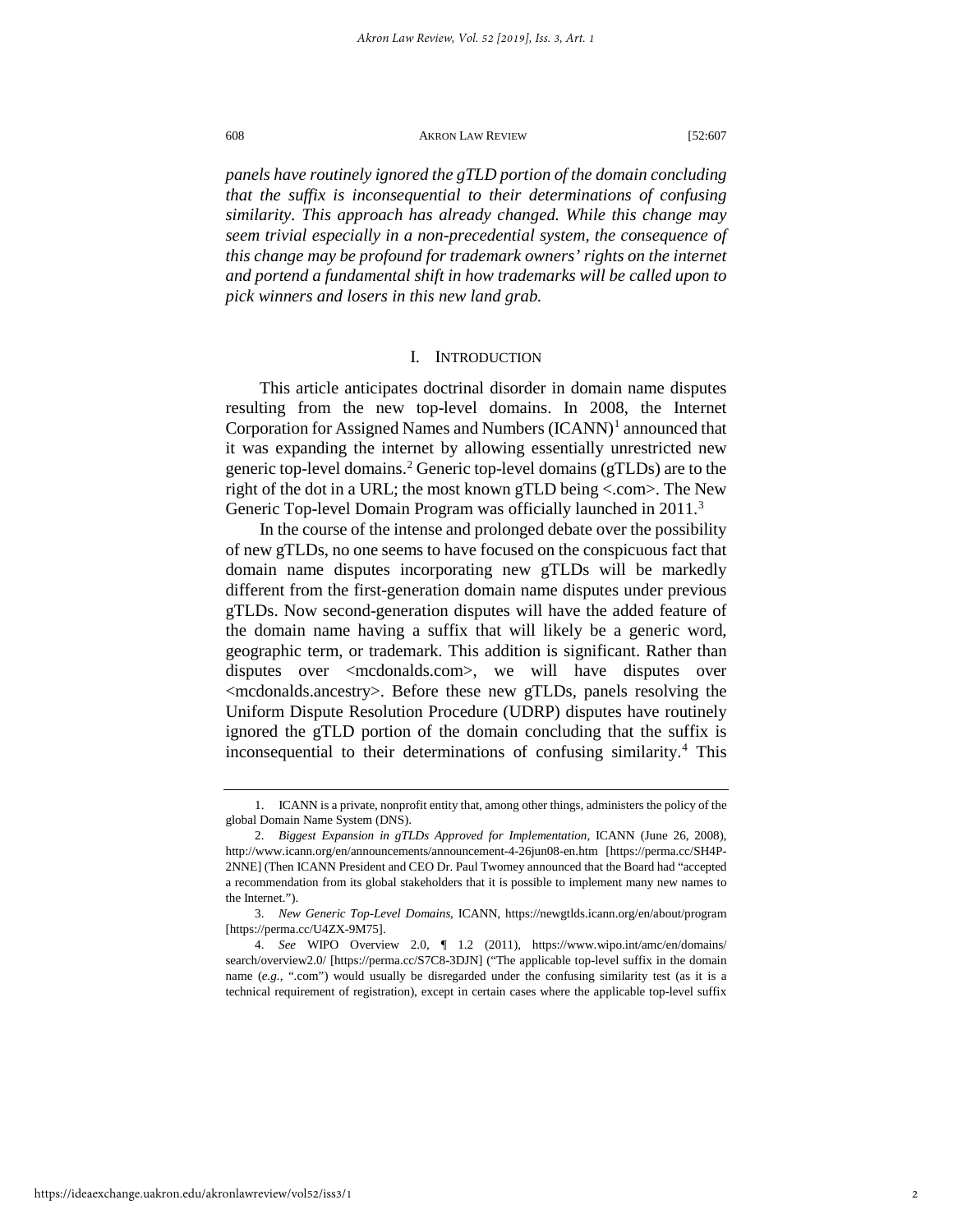*panels have routinely ignored the gTLD portion of the domain concluding that the suffix is inconsequential to their determinations of confusing similarity. This approach has already changed. While this change may seem trivial especially in a non-precedential system, the consequence of this change may be profound for trademark owners' rights on the internet and portend a fundamental shift in how trademarks will be called upon to pick winners and losers in this new land grab.*

## I. INTRODUCTION

This article anticipates doctrinal disorder in domain name disputes resulting from the new top-level domains. In 2008, the Internet Corporation for Assigned Names and Numbers (ICANN)[1] announced that it was expanding the internet by allowing essentially unrestricted new generic top-level domains.[2] Generic top-level domains (gTLDs) are to the right of the dot in a URL; the most known gTLD being <.com>. The New Generic Top-level Domain Program was officially launched in 2011.[3]

In the course of the intense and prolonged debate over the possibility of new gTLDs, no one seems to have focused on the conspicuous fact that domain name disputes incorporating new gTLDs will be markedly different from the first-generation domain name disputes under previous gTLDs. Now second-generation disputes will have the added feature of the domain name having a suffix that will likely be a generic word, geographic term, or trademark. This addition is significant. Rather than disputes over <mcdonalds.com>, we will have disputes over <mcdonalds.ancestry>. Before these new gTLDs, panels resolving the Uniform Dispute Resolution Procedure (UDRP) disputes have routinely ignored the gTLD portion of the domain concluding that the suffix is inconsequential to their determinations of confusing similarity.[4] This

---

1. ICANN is a private, nonprofit entity that, among other things, administers the policy of the global Domain Name System (DNS).

2. *Biggest Expansion in gTLDs Approved for Implementation*, ICANN (June 26, 2008), http://www.icann.org/en/announcements/announcement-4-26jun08-en.htm [https://perma.cc/SH4P-2NNE] (Then ICANN President and CEO Dr. Paul Twomey announced that the Board had "accepted a recommendation from its global stakeholders that it is possible to implement many new names to the Internet.").

3. *New Generic Top-Level Domains*, ICANN, https://newgtlds.icann.org/en/about/program [https://perma.cc/U4ZX-9M75].

4. *See* WIPO Overview 2.0, ¶ 1.2 (2011), https://www.wipo.int/amc/en/domains/search/overview2.0/ [https://perma.cc/S7C8-3DJN] ("The applicable top-level suffix in the domain name (*e.g.*, ".com") would usually be disregarded under the confusing similarity test (as it is a technical requirement of registration), except in certain cases where the applicable top-level suffix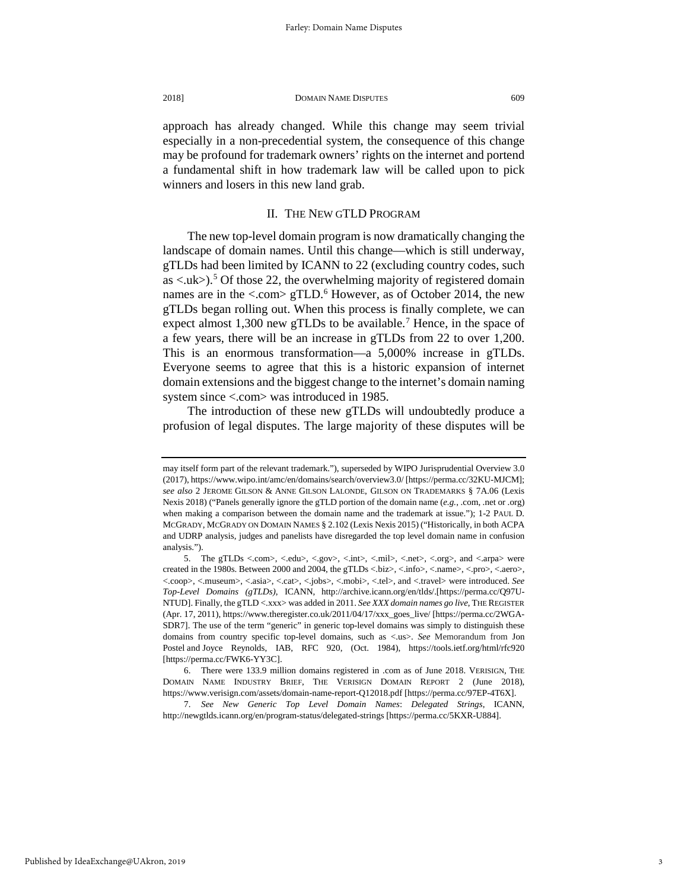approach has already changed. While this change may seem trivial especially in a non-precedential system, the consequence of this change may be profound for trademark owners' rights on the internet and portend a fundamental shift in how trademark law will be called upon to pick winners and losers in this new land grab.

## II. THE NEW GTLD PROGRAM

The new top-level domain program is now dramatically changing the landscape of domain names. Until this change—which is still underway, gTLDs had been limited by ICANN to 22 (excluding country codes, such as <.uk>).[5] Of those 22, the overwhelming majority of registered domain names are in the <.com> gTLD.[6] However, as of October 2014, the new gTLDs began rolling out. When this process is finally complete, we can expect almost 1,300 new gTLDs to be available.[7] Hence, in the space of a few years, there will be an increase in gTLDs from 22 to over 1,200. This is an enormous transformation—a 5,000% increase in gTLDs. Everyone seems to agree that this is a historic expansion of internet domain extensions and the biggest change to the internet's domain naming system since <.com> was introduced in 1985.

The introduction of these new gTLDs will undoubtedly produce a profusion of legal disputes. The large majority of these disputes will be

---

may itself form part of the relevant trademark."), superseded by WIPO Jurisprudential Overview 3.0 (2017), https://www.wipo.int/amc/en/domains/search/overview3.0/ [https://perma.cc/32KU-MJCM]; *see also* 2 JEROME GILSON & ANNE GILSON LALONDE, GILSON ON TRADEMARKS § 7A.06 (Lexis Nexis 2018) ("Panels generally ignore the gTLD portion of the domain name (*e.g.*, .com, .net or .org) when making a comparison between the domain name and the trademark at issue."); 1-2 PAUL D. MCGRADY, MCGRADY ON DOMAIN NAMES § 2.102 (Lexis Nexis 2015) ("Historically, in both ACPA and UDRP analysis, judges and panelists have disregarded the top level domain name in confusion analysis.").

5. The gTLDs <.com>, <.edu>, <.gov>, <.int>, <.mil>, <.net>, <.org>, and <.arpa> were created in the 1980s. Between 2000 and 2004, the gTLDs <.biz>, <.info>, <.name>, <.pro>, <.aero>, <.coop>, <.museum>, <.asia>, <.cat>, <.jobs>, <.mobi>, <.tel>, and <.travel> were introduced. *See Top-Level Domains (gTLDs)*, ICANN, http://archive.icann.org/en/tlds/.[https://perma.cc/Q97U-NTUD]. Finally, the gTLD <.xxx> was added in 2011. *See XXX domain names go live*, THE REGISTER (Apr. 17, 2011), https://www.theregister.co.uk/2011/04/17/xxx_goes_live/ [https://perma.cc/2WGA-SDR7]. The use of the term "generic" in generic top-level domains was simply to distinguish these domains from country specific top-level domains, such as <.us>. *See* Memorandum from Jon Postel and Joyce Reynolds, IAB, RFC 920, (Oct. 1984), https://tools.ietf.org/html/rfc920 [https://perma.cc/FWK6-YY3C].

6. There were 133.9 million domains registered in .com as of June 2018. VERISIGN, THE DOMAIN NAME INDUSTRY BRIEF, THE VERISIGN DOMAIN REPORT 2 (June 2018), https://www.verisign.com/assets/domain-name-report-Q12018.pdf [https://perma.cc/97EP-4T6X].

7. *See New Generic Top Level Domain Names*: *Delegated Strings*, ICANN, http://newgtlds.icann.org/en/program-status/delegated-strings [https://perma.cc/5KXR-U884].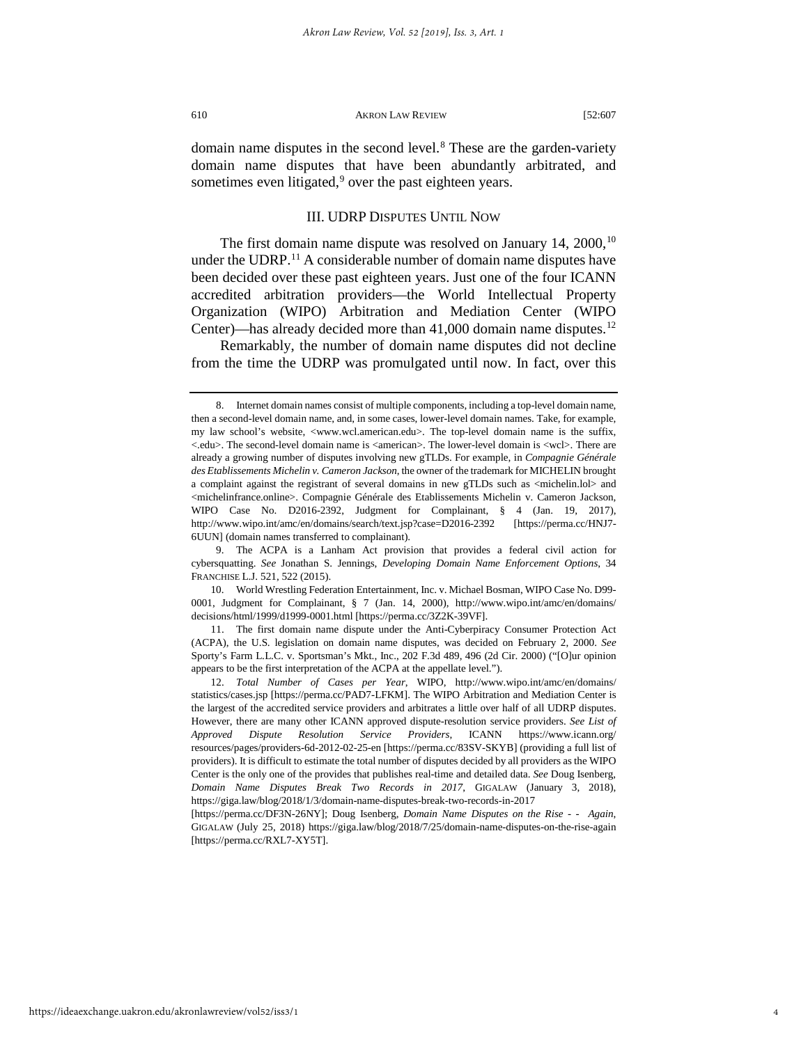domain name disputes in the second level.[8] These are the garden-variety domain name disputes that have been abundantly arbitrated, and sometimes even litigated,[9] over the past eighteen years.

### III. UDRP DISPUTES UNTIL NOW

The first domain name dispute was resolved on January 14, 2000,[10] under the UDRP.[11] A considerable number of domain name disputes have been decided over these past eighteen years. Just one of the four ICANN accredited arbitration providers—the World Intellectual Property Organization (WIPO) Arbitration and Mediation Center (WIPO Center)—has already decided more than 41,000 domain name disputes.[12]

Remarkably, the number of domain name disputes did not decline from the time the UDRP was promulgated until now. In fact, over this

---

8. Internet domain names consist of multiple components, including a top-level domain name, then a second-level domain name, and, in some cases, lower-level domain names. Take, for example, my law school's website, <www.wcl.american.edu>. The top-level domain name is the suffix, <.edu>. The second-level domain name is <american>. The lower-level domain is <wcl>. There are already a growing number of disputes involving new gTLDs. For example, in *Compagnie Générale des Etablissements Michelin v. Cameron Jackson*, the owner of the trademark for MICHELIN brought a complaint against the registrant of several domains in new gTLDs such as <michelin.lol> and <michelinfrance.online>. Compagnie Générale des Etablissements Michelin v. Cameron Jackson, WIPO Case No. D2016-2392, Judgment for Complainant, § 4 (Jan. 19, 2017), http://www.wipo.int/amc/en/domains/search/text.jsp?case=D2016-2392 [https://perma.cc/HNJ7-6UUN] (domain names transferred to complainant).

9. The ACPA is a Lanham Act provision that provides a federal civil action for cybersquatting. *See* Jonathan S. Jennings, *Developing Domain Name Enforcement Options*, 34 FRANCHISE L.J. 521, 522 (2015).

10. World Wrestling Federation Entertainment, Inc. v. Michael Bosman, WIPO Case No. D99-0001, Judgment for Complainant, § 7 (Jan. 14, 2000), http://www.wipo.int/amc/en/domains/decisions/html/1999/d1999-0001.html [https://perma.cc/3Z2K-39VF].

11. The first domain name dispute under the Anti-Cyberpiracy Consumer Protection Act (ACPA), the U.S. legislation on domain name disputes, was decided on February 2, 2000. *See* Sporty's Farm L.L.C. v. Sportsman's Mkt., Inc., 202 F.3d 489, 496 (2d Cir. 2000) ("[O]ur opinion appears to be the first interpretation of the ACPA at the appellate level.").

12. *Total Number of Cases per Year*, WIPO, http://www.wipo.int/amc/en/domains/statistics/cases.jsp [https://perma.cc/PAD7-LFKM]. The WIPO Arbitration and Mediation Center is the largest of the accredited service providers and arbitrates a little over half of all UDRP disputes. However, there are many other ICANN approved dispute-resolution service providers. *See List of Approved Dispute Resolution Service Providers*, ICANN https://www.icann.org/resources/pages/providers-6d-2012-02-25-en [https://perma.cc/83SV-SKYB] (providing a full list of providers). It is difficult to estimate the total number of disputes decided by all providers as the WIPO Center is the only one of the provides that publishes real-time and detailed data. *See* Doug Isenberg, *Domain Name Disputes Break Two Records in 2017*, GIGALAW (January 3, 2018), https://giga.law/blog/2018/1/3/domain-name-disputes-break-two-records-in-2017 [https://perma.cc/DF3N-26NY]; Doug Isenberg, *Domain Name Disputes on the Rise - - Again*, GIGALAW (July 25, 2018) https://giga.law/blog/2018/7/25/domain-name-disputes-on-the-rise-again [https://perma.cc/RXL7-XY5T].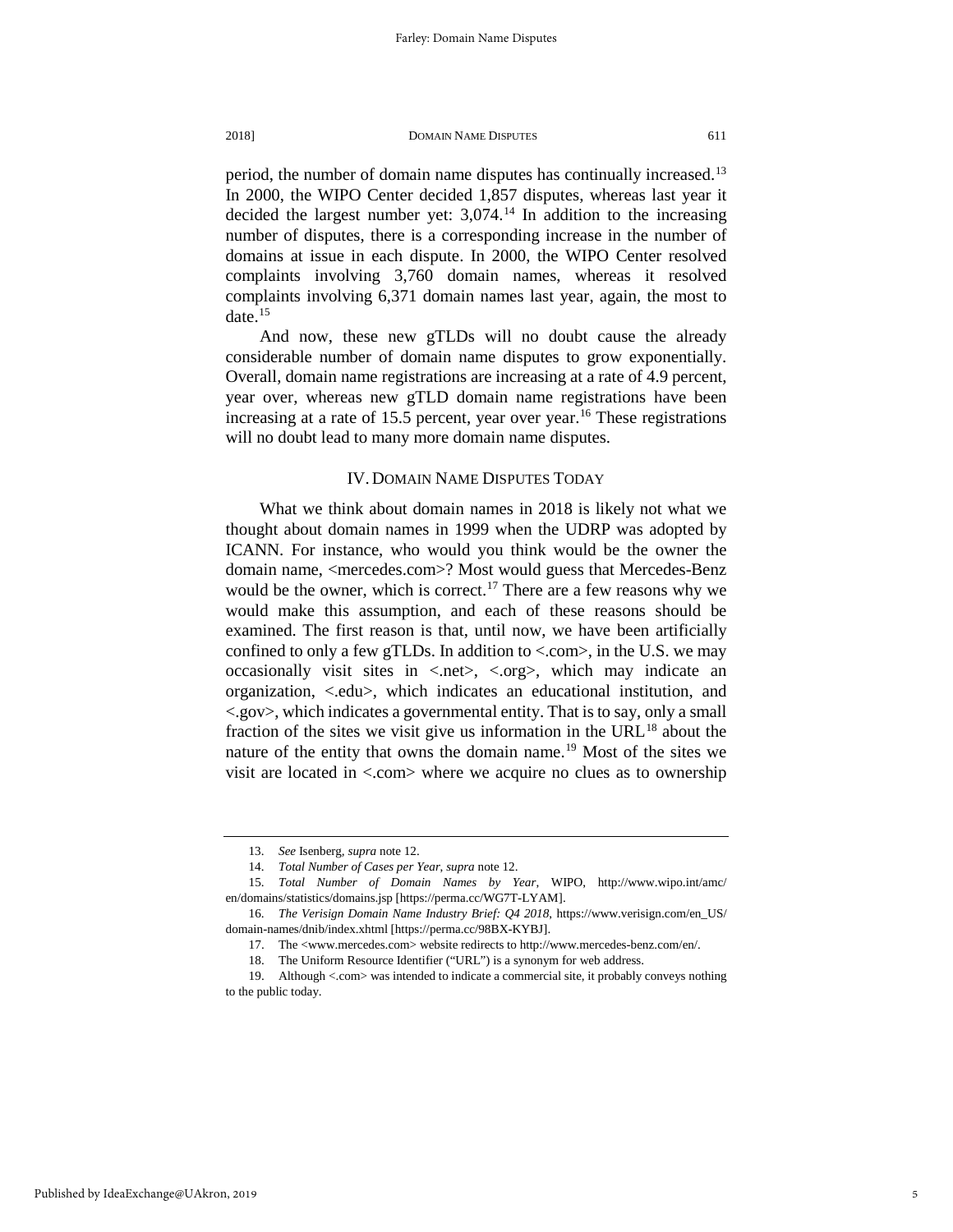period, the number of domain name disputes has continually increased.[13] In 2000, the WIPO Center decided 1,857 disputes, whereas last year it decided the largest number yet: 3,074.[14] In addition to the increasing number of disputes, there is a corresponding increase in the number of domains at issue in each dispute. In 2000, the WIPO Center resolved complaints involving 3,760 domain names, whereas it resolved complaints involving 6,371 domain names last year, again, the most to date.[15]

And now, these new gTLDs will no doubt cause the already considerable number of domain name disputes to grow exponentially. Overall, domain name registrations are increasing at a rate of 4.9 percent, year over, whereas new gTLD domain name registrations have been increasing at a rate of 15.5 percent, year over year.[16] These registrations will no doubt lead to many more domain name disputes.

## IV. DOMAIN NAME DISPUTES TODAY

What we think about domain names in 2018 is likely not what we thought about domain names in 1999 when the UDRP was adopted by ICANN. For instance, who would you think would be the owner the domain name, <mercedes.com>? Most would guess that Mercedes-Benz would be the owner, which is correct.[17] There are a few reasons why we would make this assumption, and each of these reasons should be examined. The first reason is that, until now, we have been artificially confined to only a few gTLDs. In addition to <.com>, in the U.S. we may occasionally visit sites in <.net>, <.org>, which may indicate an organization, <.edu>, which indicates an educational institution, and <.gov>, which indicates a governmental entity. That is to say, only a small fraction of the sites we visit give us information in the URL[18] about the nature of the entity that owns the domain name.[19] Most of the sites we visit are located in <.com> where we acquire no clues as to ownership

---

13. *See* Isenberg, *supra* note 12.

14. *Total Number of Cases per Year*, *supra* note 12.

15. *Total Number of Domain Names by Year*, WIPO, http://www.wipo.int/amc/en/domains/statistics/domains.jsp [https://perma.cc/WG7T-LYAM].

16. *The Verisign Domain Name Industry Brief: Q4 2018*, https://www.verisign.com/en_US/domain-names/dnib/index.xhtml [https://perma.cc/98BX-KYBJ].

17. The <www.mercedes.com> website redirects to http://www.mercedes-benz.com/en/.

18. The Uniform Resource Identifier ("URL") is a synonym for web address.

19. Although <.com> was intended to indicate a commercial site, it probably conveys nothing to the public today.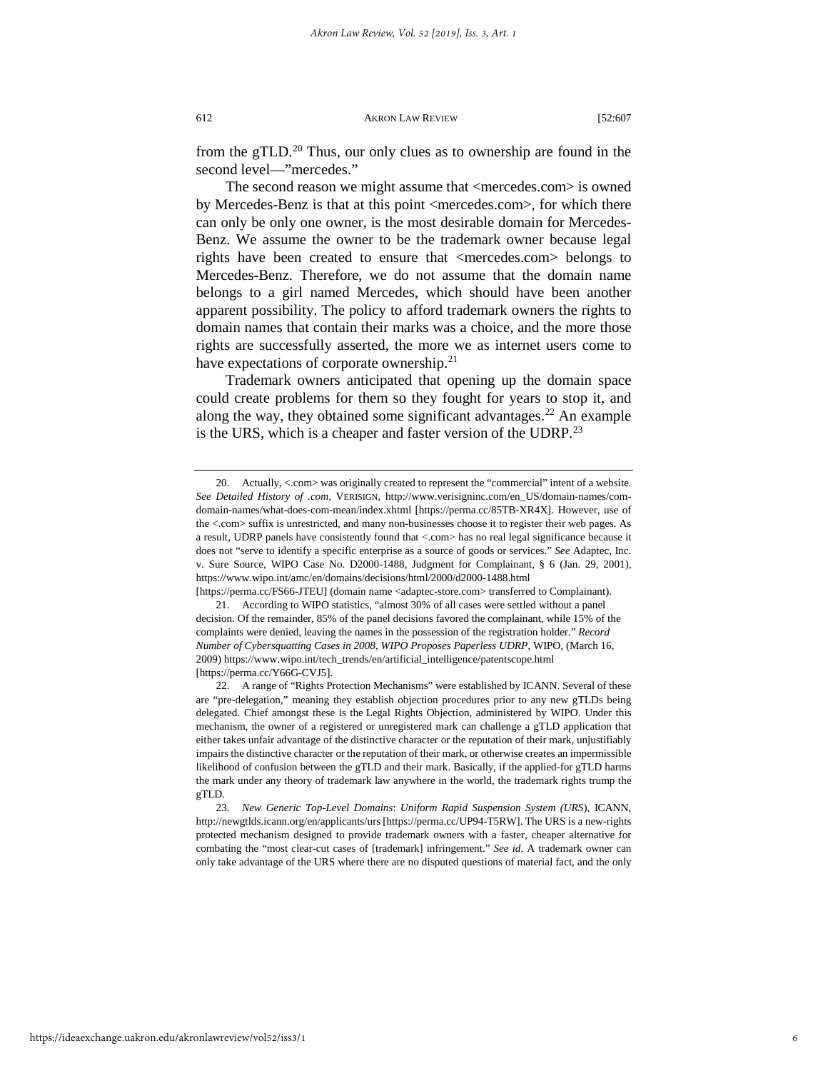from the gTLD.[20] Thus, our only clues as to ownership are found in the second level—"mercedes."

The second reason we might assume that <mercedes.com> is owned by Mercedes-Benz is that at this point <mercedes.com>, for which there can only be only one owner, is the most desirable domain for Mercedes-Benz. We assume the owner to be the trademark owner because legal rights have been created to ensure that <mercedes.com> belongs to Mercedes-Benz. Therefore, we do not assume that the domain name belongs to a girl named Mercedes, which should have been another apparent possibility. The policy to afford trademark owners the rights to domain names that contain their marks was a choice, and the more those rights are successfully asserted, the more we as internet users come to have expectations of corporate ownership.[21]

Trademark owners anticipated that opening up the domain space could create problems for them so they fought for years to stop it, and along the way, they obtained some significant advantages.[22] An example is the URS, which is a cheaper and faster version of the UDRP.[23]

---

20. Actually, <.com> was originally created to represent the "commercial" intent of a website. *See Detailed History of .com*, VERISIGN, http://www.verisigninc.com/en_US/domain-names/com-domain-names/what-does-com-mean/index.xhtml [https://perma.cc/85TB-XR4X]. However, use of the <.com> suffix is unrestricted, and many non-businesses choose it to register their web pages. As a result, UDRP panels have consistently found that <.com> has no real legal significance because it does not "serve to identify a specific enterprise as a source of goods or services." *See* Adaptec, Inc. v. Sure Source, WIPO Case No. D2000-1488, Judgment for Complainant, § 6 (Jan. 29, 2001), https://www.wipo.int/amc/en/domains/decisions/html/2000/d2000-1488.html [https://perma.cc/FS66-JTEU] (domain name <adaptec-store.com> transferred to Complainant).

21. According to WIPO statistics, "almost 30% of all cases were settled without a panel decision. Of the remainder, 85% of the panel decisions favored the complainant, while 15% of the complaints were denied, leaving the names in the possession of the registration holder." *Record Number of Cybersquatting Cases in 2008, WIPO Proposes Paperless UDRP*, WIPO, (March 16, 2009) https://www.wipo.int/tech_trends/en/artificial_intelligence/patentscope.html [https://perma.cc/Y66G-CVJ5].

22. A range of "Rights Protection Mechanisms" were established by ICANN. Several of these are "pre-delegation," meaning they establish objection procedures prior to any new gTLDs being delegated. Chief amongst these is the Legal Rights Objection, administered by WIPO. Under this mechanism, the owner of a registered or unregistered mark can challenge a gTLD application that either takes unfair advantage of the distinctive character or the reputation of their mark, unjustifiably impairs the distinctive character or the reputation of their mark, or otherwise creates an impermissible likelihood of confusion between the gTLD and their mark. Basically, if the applied-for gTLD harms the mark under any theory of trademark law anywhere in the world, the trademark rights trump the gTLD.

23. *New Generic Top-Level Domains*: *Uniform Rapid Suspension System (URS)*, ICANN, http://newgtlds.icann.org/en/applicants/urs [https://perma.cc/UP94-T5RW]. The URS is a new-rights protected mechanism designed to provide trademark owners with a faster, cheaper alternative for combating the "most clear-cut cases of [trademark] infringement." *See id*. A trademark owner can only take advantage of the URS where there are no disputed questions of material fact, and the only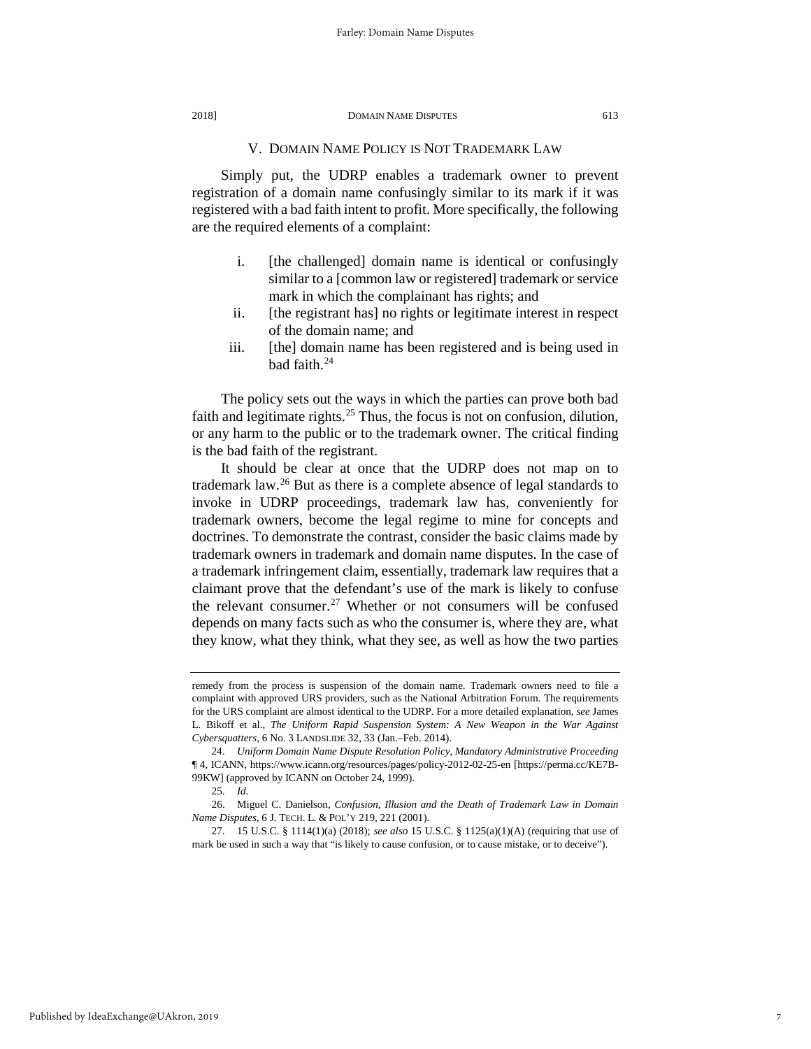## V. DOMAIN NAME POLICY IS NOT TRADEMARK LAW

Simply put, the UDRP enables a trademark owner to prevent registration of a domain name confusingly similar to its mark if it was registered with a bad faith intent to profit. More specifically, the following are the required elements of a complaint:

> i. [the challenged] domain name is identical or confusingly similar to a [common law or registered] trademark or service mark in which the complainant has rights; and
>
> ii. [the registrant has] no rights or legitimate interest in respect of the domain name; and
>
> iii. [the] domain name has been registered and is being used in bad faith.[24]

The policy sets out the ways in which the parties can prove both bad faith and legitimate rights.[25] Thus, the focus is not on confusion, dilution, or any harm to the public or to the trademark owner. The critical finding is the bad faith of the registrant.

It should be clear at once that the UDRP does not map on to trademark law.[26] But as there is a complete absence of legal standards to invoke in UDRP proceedings, trademark law has, conveniently for trademark owners, become the legal regime to mine for concepts and doctrines. To demonstrate the contrast, consider the basic claims made by trademark owners in trademark and domain name disputes. In the case of a trademark infringement claim, essentially, trademark law requires that a claimant prove that the defendant's use of the mark is likely to confuse the relevant consumer.[27] Whether or not consumers will be confused depends on many facts such as who the consumer is, where they are, what they know, what they think, what they see, as well as how the two parties

---

remedy from the process is suspension of the domain name. Trademark owners need to file a complaint with approved URS providers, such as the National Arbitration Forum. The requirements for the URS complaint are almost identical to the UDRP. For a more detailed explanation, *see* James L. Bikoff et al., *The Uniform Rapid Suspension System: A New Weapon in the War Against Cybersquatters*, 6 No. 3 LANDSLIDE 32, 33 (Jan.–Feb. 2014).

24. *Uniform Domain Name Dispute Resolution Policy, Mandatory Administrative Proceeding* ¶ 4, ICANN, https://www.icann.org/resources/pages/policy-2012-02-25-en [https://perma.cc/KE7B-99KW] (approved by ICANN on October 24, 1999).

25. *Id.*

26. Miguel C. Danielson, *Confusion, Illusion and the Death of Trademark Law in Domain Name Disputes*, 6 J. TECH. L. & POL'Y 219, 221 (2001).

27. 15 U.S.C. § 1114(1)(a) (2018); *see also* 15 U.S.C. § 1125(a)(1)(A) (requiring that use of mark be used in such a way that "is likely to cause confusion, or to cause mistake, or to deceive").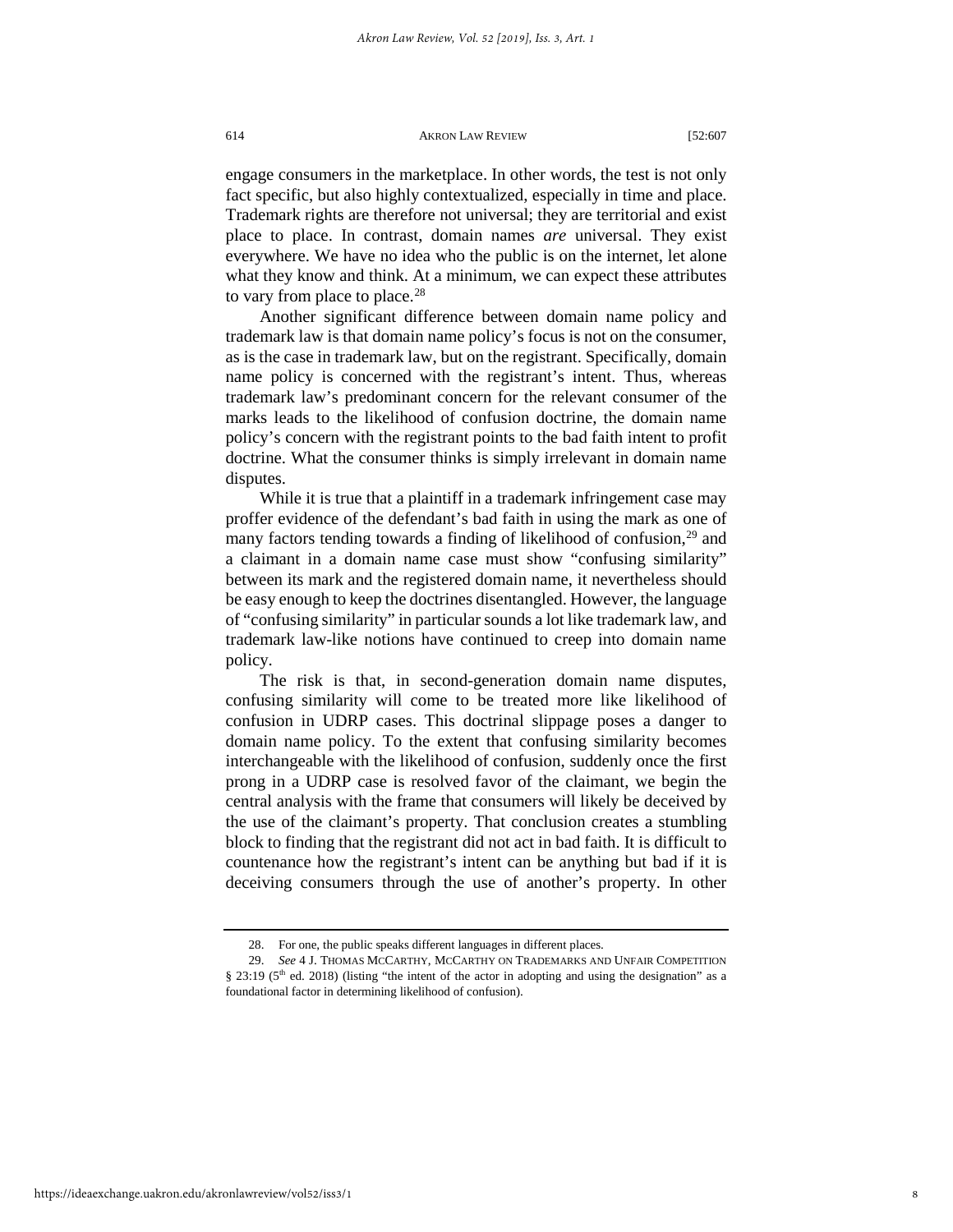engage consumers in the marketplace. In other words, the test is not only fact specific, but also highly contextualized, especially in time and place. Trademark rights are therefore not universal; they are territorial and exist place to place. In contrast, domain names *are* universal. They exist everywhere. We have no idea who the public is on the internet, let alone what they know and think. At a minimum, we can expect these attributes to vary from place to place.[28]

Another significant difference between domain name policy and trademark law is that domain name policy's focus is not on the consumer, as is the case in trademark law, but on the registrant. Specifically, domain name policy is concerned with the registrant's intent. Thus, whereas trademark law's predominant concern for the relevant consumer of the marks leads to the likelihood of confusion doctrine, the domain name policy's concern with the registrant points to the bad faith intent to profit doctrine. What the consumer thinks is simply irrelevant in domain name disputes.

While it is true that a plaintiff in a trademark infringement case may proffer evidence of the defendant's bad faith in using the mark as one of many factors tending towards a finding of likelihood of confusion,[29] and a claimant in a domain name case must show "confusing similarity" between its mark and the registered domain name, it nevertheless should be easy enough to keep the doctrines disentangled. However, the language of "confusing similarity" in particular sounds a lot like trademark law, and trademark law-like notions have continued to creep into domain name policy.

The risk is that, in second-generation domain name disputes, confusing similarity will come to be treated more like likelihood of confusion in UDRP cases. This doctrinal slippage poses a danger to domain name policy. To the extent that confusing similarity becomes interchangeable with the likelihood of confusion, suddenly once the first prong in a UDRP case is resolved favor of the claimant, we begin the central analysis with the frame that consumers will likely be deceived by the use of the claimant's property. That conclusion creates a stumbling block to finding that the registrant did not act in bad faith. It is difficult to countenance how the registrant's intent can be anything but bad if it is deceiving consumers through the use of another's property. In other

---

28. For one, the public speaks different languages in different places.

29. *See* 4 J. THOMAS MCCARTHY, MCCARTHY ON TRADEMARKS AND UNFAIR COMPETITION § 23:19 (5th ed. 2018) (listing "the intent of the actor in adopting and using the designation" as a foundational factor in determining likelihood of confusion).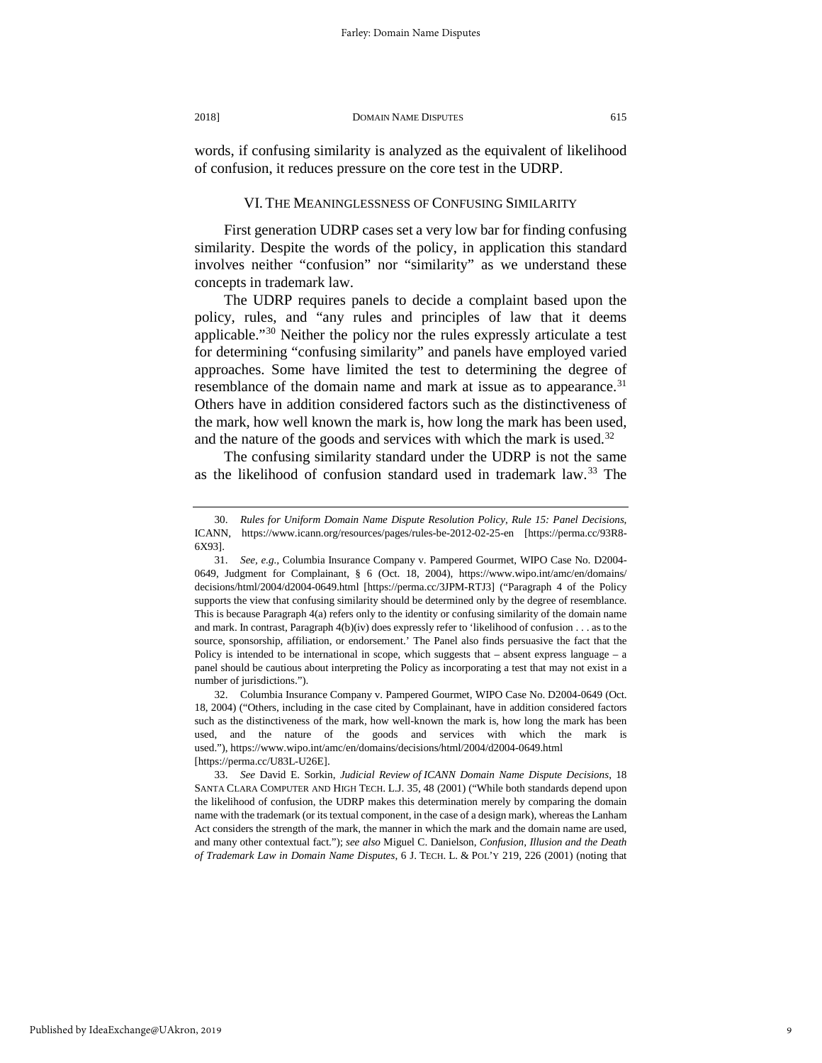words, if confusing similarity is analyzed as the equivalent of likelihood of confusion, it reduces pressure on the core test in the UDRP.

## VI. THE MEANINGLESSNESS OF CONFUSING SIMILARITY

First generation UDRP cases set a very low bar for finding confusing similarity. Despite the words of the policy, in application this standard involves neither "confusion" nor "similarity" as we understand these concepts in trademark law.

The UDRP requires panels to decide a complaint based upon the policy, rules, and "any rules and principles of law that it deems applicable."[30] Neither the policy nor the rules expressly articulate a test for determining "confusing similarity" and panels have employed varied approaches. Some have limited the test to determining the degree of resemblance of the domain name and mark at issue as to appearance.[31] Others have in addition considered factors such as the distinctiveness of the mark, how well known the mark is, how long the mark has been used, and the nature of the goods and services with which the mark is used.[32]

The confusing similarity standard under the UDRP is not the same as the likelihood of confusion standard used in trademark law.[33] The

---

30. *Rules for Uniform Domain Name Dispute Resolution Policy, Rule 15: Panel Decisions*, ICANN, https://www.icann.org/resources/pages/rules-be-2012-02-25-en [https://perma.cc/93R8-6X93].

31. *See, e.g.*, Columbia Insurance Company v. Pampered Gourmet, WIPO Case No. D2004-0649, Judgment for Complainant, § 6 (Oct. 18, 2004), https://www.wipo.int/amc/en/domains/decisions/html/2004/d2004-0649.html [https://perma.cc/3JPM-RTJ3] ("Paragraph 4 of the Policy supports the view that confusing similarity should be determined only by the degree of resemblance. This is because Paragraph 4(a) refers only to the identity or confusing similarity of the domain name and mark. In contrast, Paragraph 4(b)(iv) does expressly refer to 'likelihood of confusion . . . as to the source, sponsorship, affiliation, or endorsement.' The Panel also finds persuasive the fact that the Policy is intended to be international in scope, which suggests that – absent express language – a panel should be cautious about interpreting the Policy as incorporating a test that may not exist in a number of jurisdictions.").

32. Columbia Insurance Company v. Pampered Gourmet, WIPO Case No. D2004-0649 (Oct. 18, 2004) ("Others, including in the case cited by Complainant, have in addition considered factors such as the distinctiveness of the mark, how well-known the mark is, how long the mark has been used, and the nature of the goods and services with which the mark is used."), https://www.wipo.int/amc/en/domains/decisions/html/2004/d2004-0649.html [https://perma.cc/U83L-U26E].

33. *See* David E. Sorkin, *Judicial Review of ICANN Domain Name Dispute Decisions*, 18 SANTA CLARA COMPUTER AND HIGH TECH. L.J. 35, 48 (2001) ("While both standards depend upon the likelihood of confusion, the UDRP makes this determination merely by comparing the domain name with the trademark (or its textual component, in the case of a design mark), whereas the Lanham Act considers the strength of the mark, the manner in which the mark and the domain name are used, and many other contextual fact."); *see also* Miguel C. Danielson, *Confusion, Illusion and the Death of Trademark Law in Domain Name Disputes*, 6 J. TECH. L. & POL'Y 219, 226 (2001) (noting that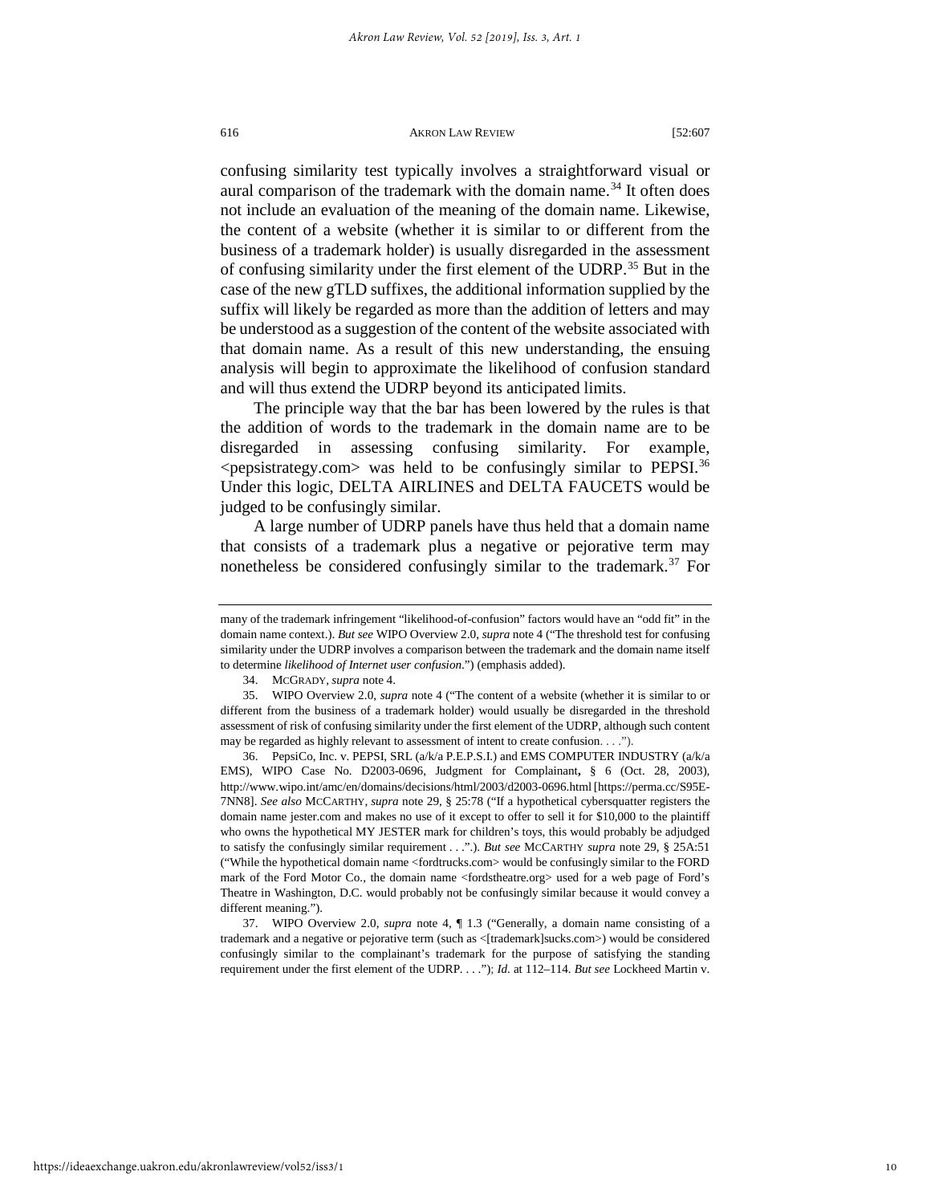confusing similarity test typically involves a straightforward visual or aural comparison of the trademark with the domain name.[34] It often does not include an evaluation of the meaning of the domain name. Likewise, the content of a website (whether it is similar to or different from the business of a trademark holder) is usually disregarded in the assessment of confusing similarity under the first element of the UDRP.[35] But in the case of the new gTLD suffixes, the additional information supplied by the suffix will likely be regarded as more than the addition of letters and may be understood as a suggestion of the content of the website associated with that domain name. As a result of this new understanding, the ensuing analysis will begin to approximate the likelihood of confusion standard and will thus extend the UDRP beyond its anticipated limits.

The principle way that the bar has been lowered by the rules is that the addition of words to the trademark in the domain name are to be disregarded in assessing confusing similarity. For example, <pepsistrategy.com> was held to be confusingly similar to PEPSI.[36] Under this logic, DELTA AIRLINES and DELTA FAUCETS would be judged to be confusingly similar.

A large number of UDRP panels have thus held that a domain name that consists of a trademark plus a negative or pejorative term may nonetheless be considered confusingly similar to the trademark.[37] For

---

many of the trademark infringement "likelihood-of-confusion" factors would have an "odd fit" in the domain name context.). *But see* WIPO Overview 2.0, *supra* note 4 ("The threshold test for confusing similarity under the UDRP involves a comparison between the trademark and the domain name itself to determine *likelihood of Internet user confusion*.") (emphasis added).

34. MCGRADY, *supra* note 4.

35. WIPO Overview 2.0, *supra* note 4 ("The content of a website (whether it is similar to or different from the business of a trademark holder) would usually be disregarded in the threshold assessment of risk of confusing similarity under the first element of the UDRP, although such content may be regarded as highly relevant to assessment of intent to create confusion. . . .").

36. PepsiCo, Inc. v. PEPSI, SRL (a/k/a P.E.P.S.I.) and EMS COMPUTER INDUSTRY (a/k/a EMS), WIPO Case No. D2003-0696, Judgment for Complainant, § 6 (Oct. 28, 2003), http://www.wipo.int/amc/en/domains/decisions/html/2003/d2003-0696.html [https://perma.cc/S95E-7NN8]. *See also* MCCARTHY, *supra* note 29, § 25:78 ("If a hypothetical cybersquatter registers the domain name jester.com and makes no use of it except to offer to sell it for $10,000 to the plaintiff who owns the hypothetical MY JESTER mark for children's toys, this would probably be adjudged to satisfy the confusingly similar requirement . . .".). *But see* MCCARTHY *supra* note 29, § 25A:51 ("While the hypothetical domain name <fordtrucks.com> would be confusingly similar to the FORD mark of the Ford Motor Co., the domain name <fordstheatre.org> used for a web page of Ford's Theatre in Washington, D.C. would probably not be confusingly similar because it would convey a different meaning.").

37. WIPO Overview 2.0, *supra* note 4, ¶ 1.3 ("Generally, a domain name consisting of a trademark and a negative or pejorative term (such as <[trademark]sucks.com>) would be considered confusingly similar to the complainant's trademark for the purpose of satisfying the standing requirement under the first element of the UDRP. . . ."); *Id.* at 112–114. *But see* Lockheed Martin v.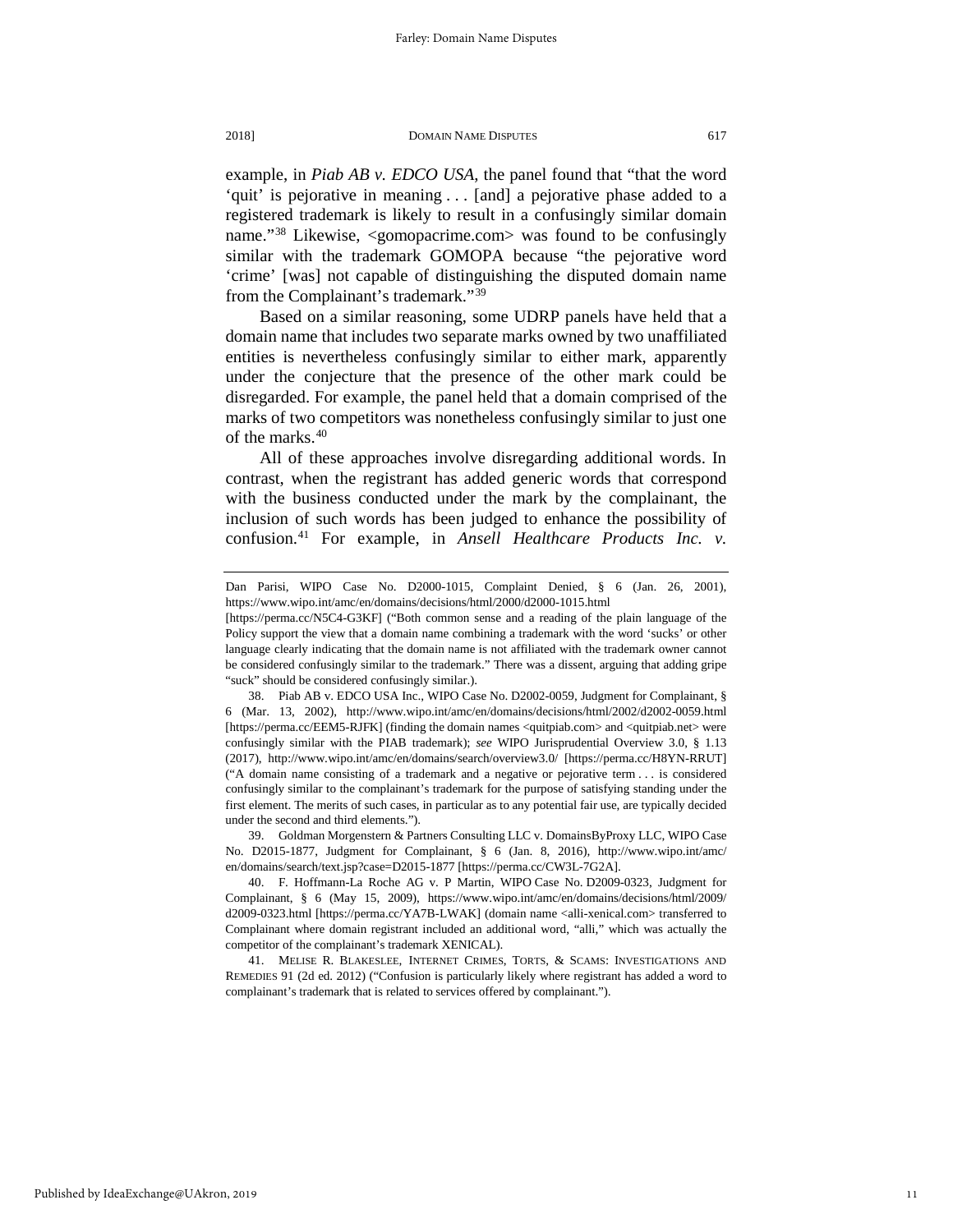example, in *Piab AB v. EDCO USA*, the panel found that "that the word 'quit' is pejorative in meaning . . . [and] a pejorative phase added to a registered trademark is likely to result in a confusingly similar domain name."[38] Likewise, <gomopacrime.com> was found to be confusingly similar with the trademark GOMOPA because "the pejorative word 'crime' [was] not capable of distinguishing the disputed domain name from the Complainant's trademark."[39]

Based on a similar reasoning, some UDRP panels have held that a domain name that includes two separate marks owned by two unaffiliated entities is nevertheless confusingly similar to either mark, apparently under the conjecture that the presence of the other mark could be disregarded. For example, the panel held that a domain comprised of the marks of two competitors was nonetheless confusingly similar to just one of the marks.[40]

All of these approaches involve disregarding additional words. In contrast, when the registrant has added generic words that correspond with the business conducted under the mark by the complainant, the inclusion of such words has been judged to enhance the possibility of confusion.[41] For example, in *Ansell Healthcare Products Inc. v.*

---

Dan Parisi, WIPO Case No. D2000-1015, Complaint Denied, § 6 (Jan. 26, 2001), https://www.wipo.int/amc/en/domains/decisions/html/2000/d2000-1015.html [https://perma.cc/N5C4-G3KF] ("Both common sense and a reading of the plain language of the Policy support the view that a domain name combining a trademark with the word 'sucks' or other language clearly indicating that the domain name is not affiliated with the trademark owner cannot be considered confusingly similar to the trademark." There was a dissent, arguing that adding gripe "suck" should be considered confusingly similar.).

38. Piab AB v. EDCO USA Inc., WIPO Case No. D2002-0059, Judgment for Complainant, § 6 (Mar. 13, 2002), http://www.wipo.int/amc/en/domains/decisions/html/2002/d2002-0059.html [https://perma.cc/EEM5-RJFK] (finding the domain names <quitpiab.com> and <quitpiab.net> were confusingly similar with the PIAB trademark); *see* WIPO Jurisprudential Overview 3.0, § 1.13 (2017), http://www.wipo.int/amc/en/domains/search/overview3.0/ [https://perma.cc/H8YN-RRUT] ("A domain name consisting of a trademark and a negative or pejorative term . . . is considered confusingly similar to the complainant's trademark for the purpose of satisfying standing under the first element. The merits of such cases, in particular as to any potential fair use, are typically decided under the second and third elements.").

39. Goldman Morgenstern & Partners Consulting LLC v. DomainsByProxy LLC, WIPO Case No. D2015-1877, Judgment for Complainant, § 6 (Jan. 8, 2016), http://www.wipo.int/amc/en/domains/search/text.jsp?case=D2015-1877 [https://perma.cc/CW3L-7G2A].

40. F. Hoffmann-La Roche AG v. P Martin, WIPO Case No. D2009-0323, Judgment for Complainant, § 6 (May 15, 2009), https://www.wipo.int/amc/en/domains/decisions/html/2009/d2009-0323.html [https://perma.cc/YA7B-LWAK] (domain name <alli-xenical.com> transferred to Complainant where domain registrant included an additional word, "alli," which was actually the competitor of the complainant's trademark XENICAL).

41. MELISE R. BLAKESLEE, INTERNET CRIMES, TORTS, & SCAMS: INVESTIGATIONS AND REMEDIES 91 (2d ed. 2012) ("Confusion is particularly likely where registrant has added a word to complainant's trademark that is related to services offered by complainant.").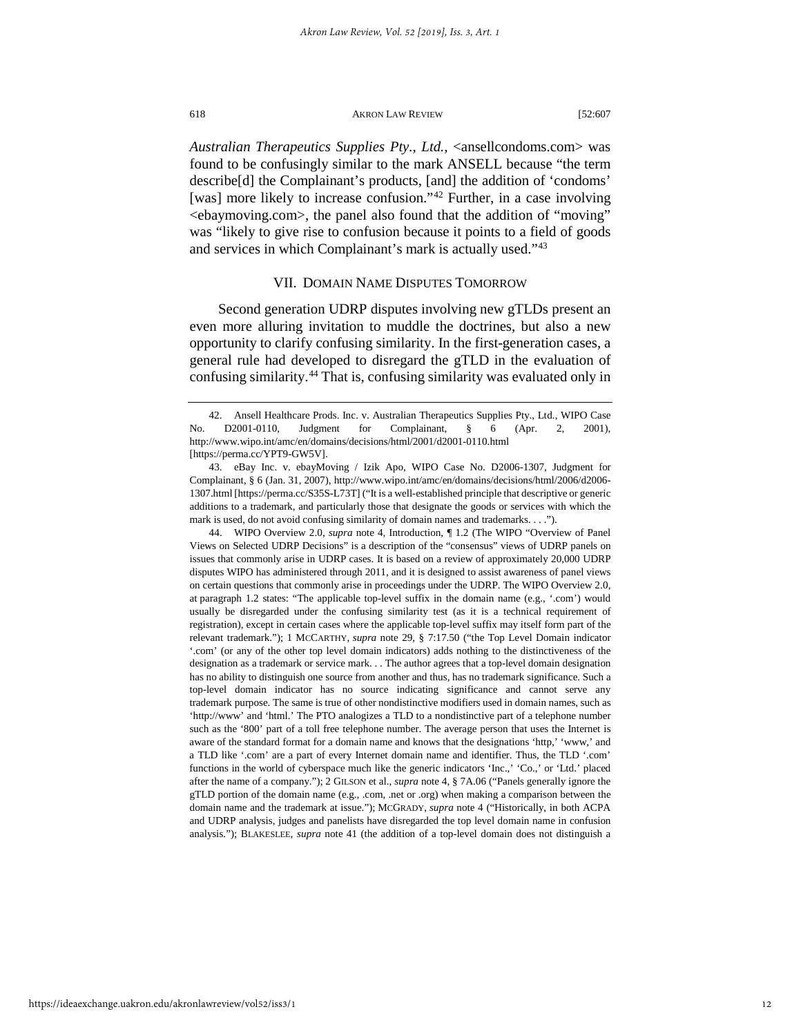*Australian Therapeutics Supplies Pty., Ltd.*, <ansellcondoms.com> was found to be confusingly similar to the mark ANSELL because "the term describe[d] the Complainant's products, [and] the addition of 'condoms' [was] more likely to increase confusion."[42] Further, in a case involving <ebaymoving.com>, the panel also found that the addition of "moving" was "likely to give rise to confusion because it points to a field of goods and services in which Complainant's mark is actually used."[43]

## VII. Domain Name Disputes Tomorrow

Second generation UDRP disputes involving new gTLDs present an even more alluring invitation to muddle the doctrines, but also a new opportunity to clarify confusing similarity. In the first-generation cases, a general rule had developed to disregard the gTLD in the evaluation of confusing similarity.[44] That is, confusing similarity was evaluated only in

---

42. Ansell Healthcare Prods. Inc. v. Australian Therapeutics Supplies Pty., Ltd., WIPO Case No. D2001-0110, Judgment for Complainant, § 6 (Apr. 2, 2001), http://www.wipo.int/amc/en/domains/decisions/html/2001/d2001-0110.html [https://perma.cc/YPT9-GW5V].

43. eBay Inc. v. ebayMoving / Izik Apo, WIPO Case No. D2006-1307, Judgment for Complainant, § 6 (Jan. 31, 2007), http://www.wipo.int/amc/en/domains/decisions/html/2006/d2006-1307.html [https://perma.cc/S35S-L73T] ("It is a well-established principle that descriptive or generic additions to a trademark, and particularly those that designate the goods or services with which the mark is used, do not avoid confusing similarity of domain names and trademarks. . . .").

44. WIPO Overview 2.0, *supra* note 4, Introduction, ¶ 1.2 (The WIPO "Overview of Panel Views on Selected UDRP Decisions" is a description of the "consensus" views of UDRP panels on issues that commonly arise in UDRP cases. It is based on a review of approximately 20,000 UDRP disputes WIPO has administered through 2011, and it is designed to assist awareness of panel views on certain questions that commonly arise in proceedings under the UDRP. The WIPO Overview 2.0, at paragraph 1.2 states: "The applicable top-level suffix in the domain name (e.g., '.com') would usually be disregarded under the confusing similarity test (as it is a technical requirement of registration), except in certain cases where the applicable top-level suffix may itself form part of the relevant trademark."); 1 McCarthy, *supra* note 29, § 7:17.50 ("the Top Level Domain indicator '.com' (or any of the other top level domain indicators) adds nothing to the distinctiveness of the designation as a trademark or service mark. . . The author agrees that a top-level domain designation has no ability to distinguish one source from another and thus, has no trademark significance. Such a top-level domain indicator has no source indicating significance and cannot serve any trademark purpose. The same is true of other nondistinctive modifiers used in domain names, such as 'http://www' and 'html.' The PTO analogizes a TLD to a nondistinctive part of a telephone number such as the '800' part of a toll free telephone number. The average person that uses the Internet is aware of the standard format for a domain name and knows that the designations 'http,' 'www,' and a TLD like '.com' are a part of every Internet domain name and identifier. Thus, the TLD '.com' functions in the world of cyberspace much like the generic indicators 'Inc.,' 'Co.,' or 'Ltd.' placed after the name of a company."); 2 Gilson et al., *supra* note 4, § 7A.06 ("Panels generally ignore the gTLD portion of the domain name (e.g., .com, .net or .org) when making a comparison between the domain name and the trademark at issue."); McGrady, *supra* note 4 ("Historically, in both ACPA and UDRP analysis, judges and panelists have disregarded the top level domain name in confusion analysis."); Blakeslee, *supra* note 41 (the addition of a top-level domain does not distinguish a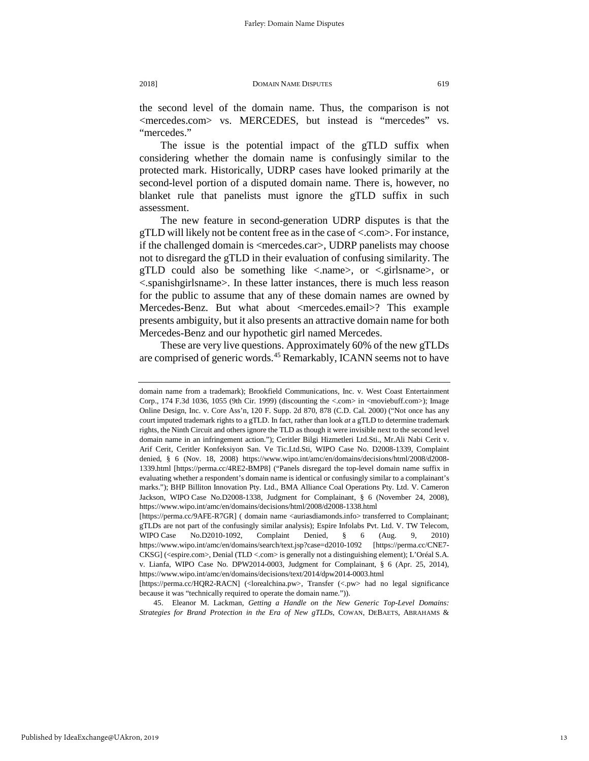the second level of the domain name. Thus, the comparison is not <mercedes.com> vs. MERCEDES, but instead is "mercedes" vs. "mercedes."

The issue is the potential impact of the gTLD suffix when considering whether the domain name is confusingly similar to the protected mark. Historically, UDRP cases have looked primarily at the second-level portion of a disputed domain name. There is, however, no blanket rule that panelists must ignore the gTLD suffix in such assessment.

The new feature in second-generation UDRP disputes is that the gTLD will likely not be content free as in the case of <.com>. For instance, if the challenged domain is <mercedes.car>, UDRP panelists may choose not to disregard the gTLD in their evaluation of confusing similarity. The gTLD could also be something like <.name>, or <.girlsname>, or <.spanishgirlsname>. In these latter instances, there is much less reason for the public to assume that any of these domain names are owned by Mercedes-Benz. But what about <mercedes.email>? This example presents ambiguity, but it also presents an attractive domain name for both Mercedes-Benz and our hypothetic girl named Mercedes.

These are very live questions. Approximately 60% of the new gTLDs are comprised of generic words.[45] Remarkably, ICANN seems not to have

---

domain name from a trademark); Brookfield Communications, Inc. v. West Coast Entertainment Corp., 174 F.3d 1036, 1055 (9th Cir. 1999) (discounting the <.com> in <moviebuff.com>); Image Online Design, Inc. v. Core Ass'n, 120 F. Supp. 2d 870, 878 (C.D. Cal. 2000) ("Not once has any court imputed trademark rights to a gTLD. In fact, rather than look *at* a gTLD to determine trademark rights, the Ninth Circuit and others ignore the TLD as though it were invisible next to the second level domain name in an infringement action."); Ceritler Bilgi Hizmetleri Ltd.Sti., Mr.Ali Nabi Cerit v. Arif Cerit, Ceritler Konfeksiyon San. Ve Tic.Ltd.Sti, WIPO Case No. D2008-1339, Complaint denied, § 6 (Nov. 18, 2008) https://www.wipo.int/amc/en/domains/decisions/html/2008/d2008-1339.html [https://perma.cc/4RE2-BMP8] ("Panels disregard the top-level domain name suffix in evaluating whether a respondent's domain name is identical or confusingly similar to a complainant's marks."); BHP Billiton Innovation Pty. Ltd., BMA Alliance Coal Operations Pty. Ltd. V. Cameron Jackson, WIPO Case No.D2008-1338, Judgment for Complainant, § 6 (November 24, 2008), https://www.wipo.int/amc/en/domains/decisions/html/2008/d2008-1338.html [https://perma.cc/9AFE-R7GR] ( domain name <auriasdiamonds.info> transferred to Complainant; gTLDs are not part of the confusingly similar analysis); Espire Infolabs Pvt. Ltd. V. TW Telecom, WIPO Case No.D2010-1092, Complaint Denied, § 6 (Aug. 9, 2010) https://www.wipo.int/amc/en/domains/search/text.jsp?case=d2010-1092 [https://perma.cc/CNE7-CKSG] (<espire.com>, Denial (TLD <.com> is generally not a distinguishing element); L'Oréal S.A. v. Lianfa, WIPO Case No. DPW2014-0003, Judgment for Complainant, § 6 (Apr. 25, 2014), https://www.wipo.int/amc/en/domains/decisions/text/2014/dpw2014-0003.html [https://perma.cc/HQR2-RACN] (<lorealchina.pw>, Transfer (<.pw> had no legal significance because it was "technically required to operate the domain name.")).

45. Eleanor M. Lackman, *Getting a Handle on the New Generic Top-Level Domains: Strategies for Brand Protection in the Era of New gTLDs*, COWAN, DEBAETS, ABRAHAMS &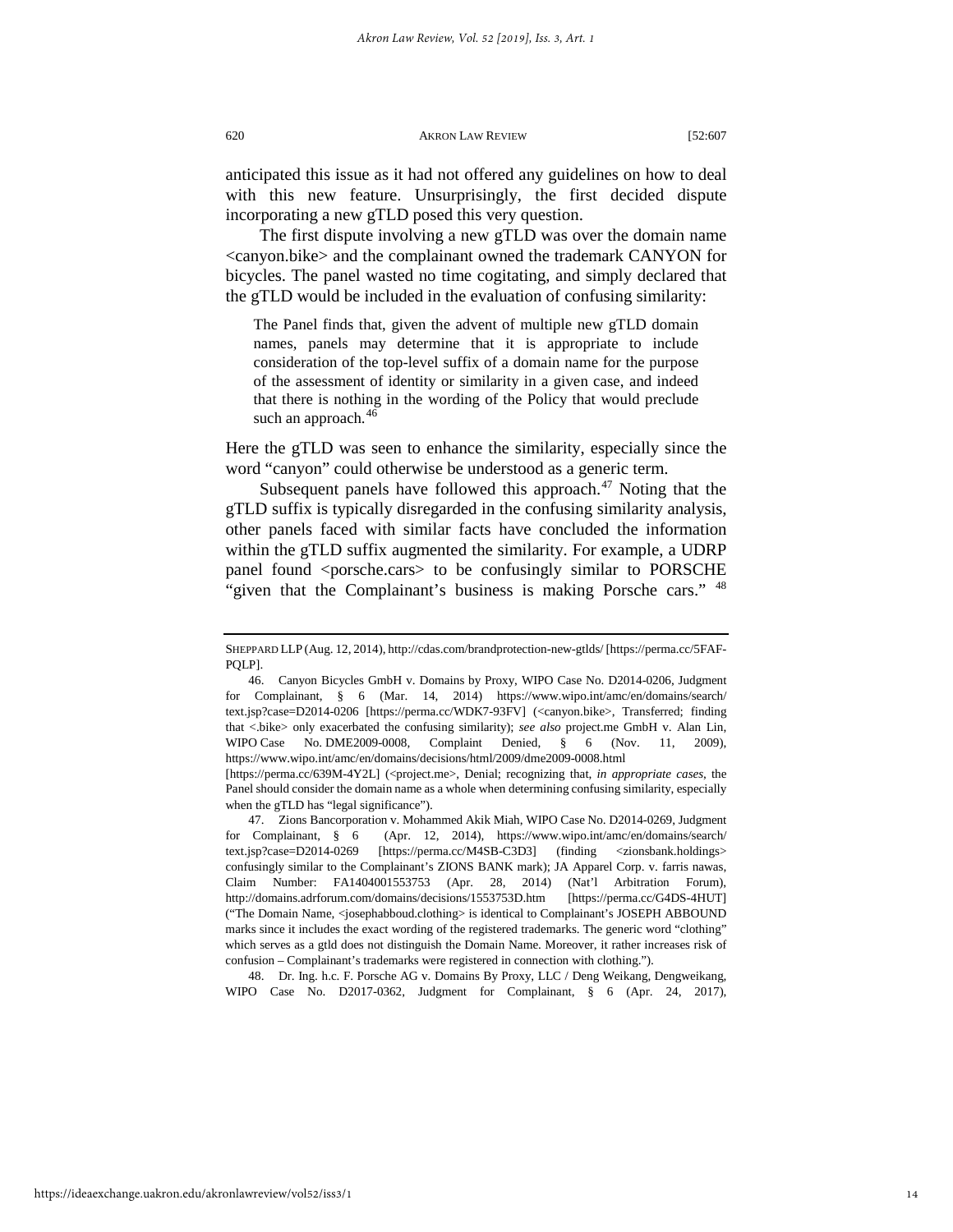anticipated this issue as it had not offered any guidelines on how to deal with this new feature. Unsurprisingly, the first decided dispute incorporating a new gTLD posed this very question.

The first dispute involving a new gTLD was over the domain name <canyon.bike> and the complainant owned the trademark CANYON for bicycles. The panel wasted no time cogitating, and simply declared that the gTLD would be included in the evaluation of confusing similarity:

> The Panel finds that, given the advent of multiple new gTLD domain names, panels may determine that it is appropriate to include consideration of the top-level suffix of a domain name for the purpose of the assessment of identity or similarity in a given case, and indeed that there is nothing in the wording of the Policy that would preclude such an approach.[46]

Here the gTLD was seen to enhance the similarity, especially since the word "canyon" could otherwise be understood as a generic term.

Subsequent panels have followed this approach.[47] Noting that the gTLD suffix is typically disregarded in the confusing similarity analysis, other panels faced with similar facts have concluded the information within the gTLD suffix augmented the similarity. For example, a UDRP panel found <porsche.cars> to be confusingly similar to PORSCHE "given that the Complainant's business is making Porsche cars." [48]

---

SHEPPARD LLP (Aug. 12, 2014), http://cdas.com/brandprotection-new-gtlds/ [https://perma.cc/5FAF-PQLP].

46. Canyon Bicycles GmbH v. Domains by Proxy, WIPO Case No. D2014-0206, Judgment for Complainant, § 6 (Mar. 14, 2014) https://www.wipo.int/amc/en/domains/search/text.jsp?case=D2014-0206 [https://perma.cc/WDK7-93FV] (<canyon.bike>, Transferred; finding that <.bike> only exacerbated the confusing similarity); *see also* project.me GmbH v. Alan Lin, WIPO Case No. DME2009-0008, Complaint Denied, § 6 (Nov. 11, 2009), https://www.wipo.int/amc/en/domains/decisions/html/2009/dme2009-0008.html [https://perma.cc/639M-4Y2L] (<project.me>, Denial; recognizing that, *in appropriate cases*, the Panel should consider the domain name as a whole when determining confusing similarity, especially when the gTLD has "legal significance").

47. Zions Bancorporation v. Mohammed Akik Miah, WIPO Case No. D2014-0269, Judgment for Complainant, § 6 (Apr. 12, 2014), https://www.wipo.int/amc/en/domains/search/text.jsp?case=D2014-0269 [https://perma.cc/M4SB-C3D3] (finding <zionsbank.holdings> confusingly similar to the Complainant's ZIONS BANK mark); JA Apparel Corp. v. farris nawas, Claim Number: FA1404001553753 (Apr. 28, 2014) (Nat'l Arbitration Forum), http://domains.adrforum.com/domains/decisions/1553753D.htm [https://perma.cc/G4DS-4HUT] ("The Domain Name, <josephabboud.clothing> is identical to Complainant's JOSEPH ABBOUND marks since it includes the exact wording of the registered trademarks. The generic word "clothing" which serves as a gtld does not distinguish the Domain Name. Moreover, it rather increases risk of confusion – Complainant's trademarks were registered in connection with clothing.").

48. Dr. Ing. h.c. F. Porsche AG v. Domains By Proxy, LLC / Deng Weikang, Dengweikang, WIPO Case No. D2017-0362, Judgment for Complainant, § 6 (Apr. 24, 2017),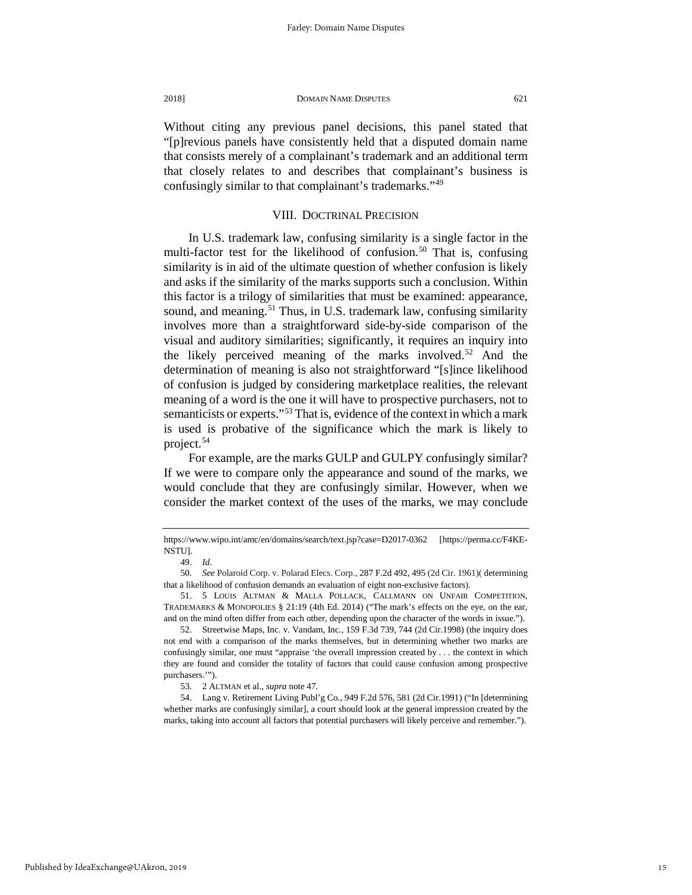Without citing any previous panel decisions, this panel stated that "[p]revious panels have consistently held that a disputed domain name that consists merely of a complainant's trademark and an additional term that closely relates to and describes that complainant's business is confusingly similar to that complainant's trademarks."[49]

## VIII. Doctrinal Precision

In U.S. trademark law, confusing similarity is a single factor in the multi-factor test for the likelihood of confusion.[50] That is, confusing similarity is in aid of the ultimate question of whether confusion is likely and asks if the similarity of the marks supports such a conclusion. Within this factor is a trilogy of similarities that must be examined: appearance, sound, and meaning.[51] Thus, in U.S. trademark law, confusing similarity involves more than a straightforward side-by-side comparison of the visual and auditory similarities; significantly, it requires an inquiry into the likely perceived meaning of the marks involved.[52] And the determination of meaning is also not straightforward "[s]ince likelihood of confusion is judged by considering marketplace realities, the relevant meaning of a word is the one it will have to prospective purchasers, not to semanticists or experts."[53] That is, evidence of the context in which a mark is used is probative of the significance which the mark is likely to project.[54]

For example, are the marks GULP and GULPY confusingly similar? If we were to compare only the appearance and sound of the marks, we would conclude that they are confusingly similar. However, when we consider the market context of the uses of the marks, we may conclude

---

https://www.wipo.int/amc/en/domains/search/text.jsp?case=D2017-0362 [https://perma.cc/F4KE-NSTU].

49. *Id.*

50. *See* Polaroid Corp. v. Polarad Elecs. Corp., 287 F.2d 492, 495 (2d Cir. 1961)( determining that a likelihood of confusion demands an evaluation of eight non-exclusive factors).

51. 5 Louis Altman & Malla Pollack, Callmann on Unfair Competition, Trademarks & Monopolies § 21:19 (4th Ed. 2014) ("The mark's effects on the eye, on the ear, and on the mind often differ from each other, depending upon the character of the words in issue.").

52. Streetwise Maps, Inc. v. Vandam, Inc., 159 F.3d 739, 744 (2d Cir.1998) (the inquiry does not end with a comparison of the marks themselves, but in determining whether two marks are confusingly similar, one must "appraise 'the overall impression created by . . . the context in which they are found and consider the totality of factors that could cause confusion among prospective purchasers.'").

53. 2 Altman et al., *supra* note 47.

54. Lang v. Retirement Living Publ'g Co., 949 F.2d 576, 581 (2d Cir.1991) ("In [determining whether marks are confusingly similar], a court should look at the general impression created by the marks, taking into account all factors that potential purchasers will likely perceive and remember.").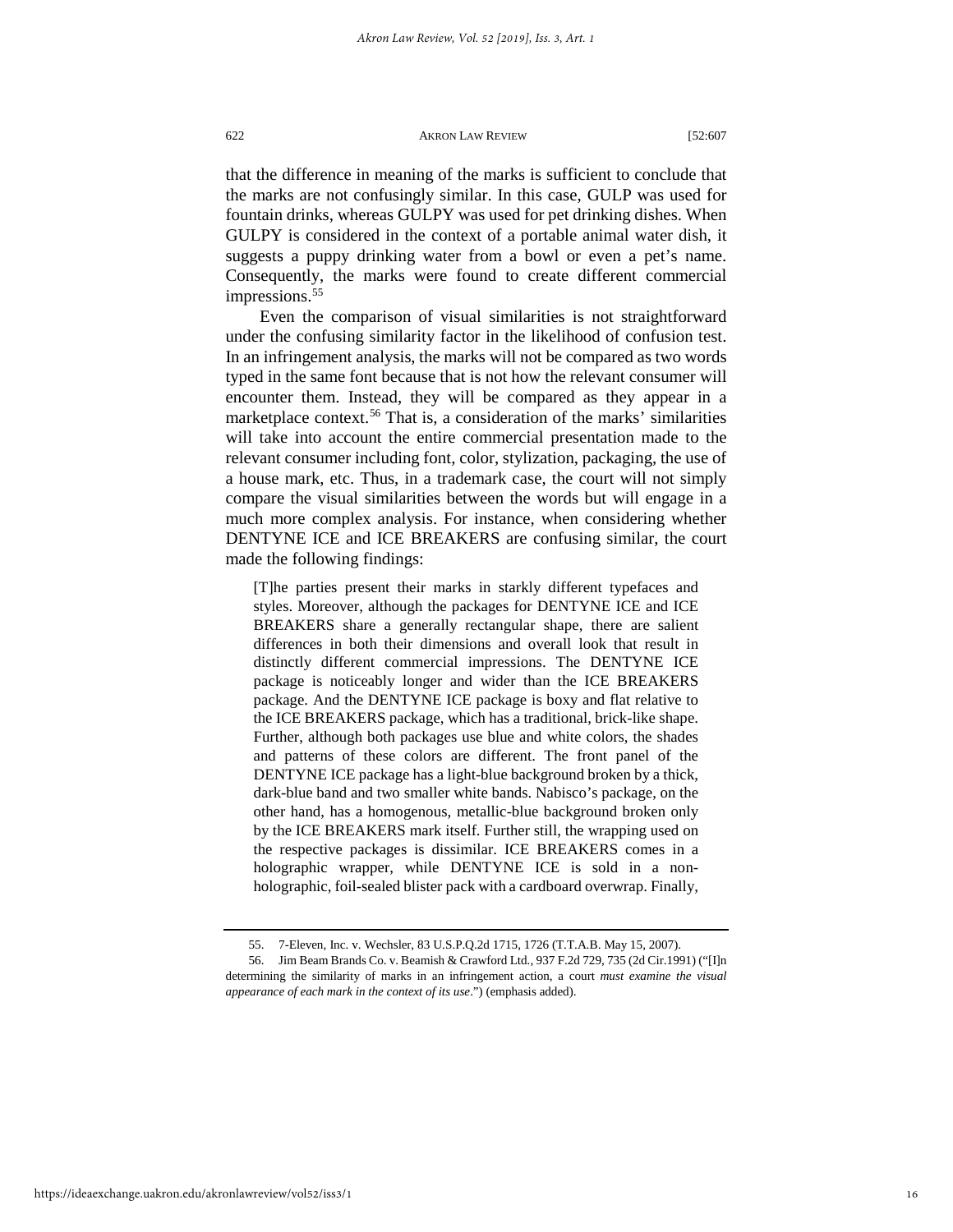that the difference in meaning of the marks is sufficient to conclude that the marks are not confusingly similar. In this case, GULP was used for fountain drinks, whereas GULPY was used for pet drinking dishes. When GULPY is considered in the context of a portable animal water dish, it suggests a puppy drinking water from a bowl or even a pet's name. Consequently, the marks were found to create different commercial impressions.[55]

Even the comparison of visual similarities is not straightforward under the confusing similarity factor in the likelihood of confusion test. In an infringement analysis, the marks will not be compared as two words typed in the same font because that is not how the relevant consumer will encounter them. Instead, they will be compared as they appear in a marketplace context.[56] That is, a consideration of the marks' similarities will take into account the entire commercial presentation made to the relevant consumer including font, color, stylization, packaging, the use of a house mark, etc. Thus, in a trademark case, the court will not simply compare the visual similarities between the words but will engage in a much more complex analysis. For instance, when considering whether DENTYNE ICE and ICE BREAKERS are confusing similar, the court made the following findings:

> [T]he parties present their marks in starkly different typefaces and styles. Moreover, although the packages for DENTYNE ICE and ICE BREAKERS share a generally rectangular shape, there are salient differences in both their dimensions and overall look that result in distinctly different commercial impressions. The DENTYNE ICE package is noticeably longer and wider than the ICE BREAKERS package. And the DENTYNE ICE package is boxy and flat relative to the ICE BREAKERS package, which has a traditional, brick-like shape. Further, although both packages use blue and white colors, the shades and patterns of these colors are different. The front panel of the DENTYNE ICE package has a light-blue background broken by a thick, dark-blue band and two smaller white bands. Nabisco's package, on the other hand, has a homogenous, metallic-blue background broken only by the ICE BREAKERS mark itself. Further still, the wrapping used on the respective packages is dissimilar. ICE BREAKERS comes in a holographic wrapper, while DENTYNE ICE is sold in a non-holographic, foil-sealed blister pack with a cardboard overwrap. Finally,

---

55. 7-Eleven, Inc. v. Wechsler, 83 U.S.P.Q.2d 1715, 1726 (T.T.A.B. May 15, 2007).

56. Jim Beam Brands Co. v. Beamish & Crawford Ltd., 937 F.2d 729, 735 (2d Cir.1991) ("[I]n determining the similarity of marks in an infringement action, a court *must examine the visual appearance of each mark in the context of its use*.") (emphasis added).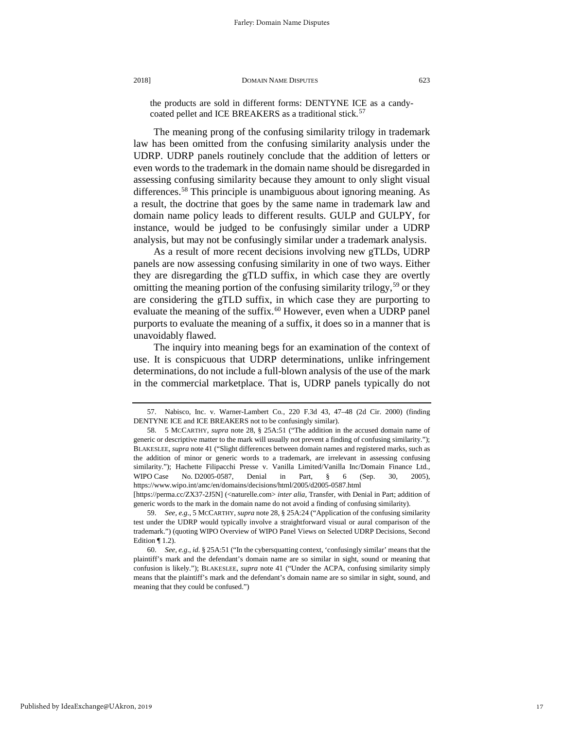the products are sold in different forms: DENTYNE ICE as a candy-coated pellet and ICE BREAKERS as a traditional stick.[57]

The meaning prong of the confusing similarity trilogy in trademark law has been omitted from the confusing similarity analysis under the UDRP. UDRP panels routinely conclude that the addition of letters or even words to the trademark in the domain name should be disregarded in assessing confusing similarity because they amount to only slight visual differences.[58] This principle is unambiguous about ignoring meaning. As a result, the doctrine that goes by the same name in trademark law and domain name policy leads to different results. GULP and GULPY, for instance, would be judged to be confusingly similar under a UDRP analysis, but may not be confusingly similar under a trademark analysis.

As a result of more recent decisions involving new gTLDs, UDRP panels are now assessing confusing similarity in one of two ways. Either they are disregarding the gTLD suffix, in which case they are overtly omitting the meaning portion of the confusing similarity trilogy,[59] or they are considering the gTLD suffix, in which case they are purporting to evaluate the meaning of the suffix.[60] However, even when a UDRP panel purports to evaluate the meaning of a suffix, it does so in a manner that is unavoidably flawed.

The inquiry into meaning begs for an examination of the context of use. It is conspicuous that UDRP determinations, unlike infringement determinations, do not include a full-blown analysis of the use of the mark in the commercial marketplace. That is, UDRP panels typically do not

---

57. Nabisco, Inc. v. Warner-Lambert Co., 220 F.3d 43, 47–48 (2d Cir. 2000) (finding DENTYNE ICE and ICE BREAKERS not to be confusingly similar).

58. 5 MCCARTHY, *supra* note 28, § 25A:51 ("The addition in the accused domain name of generic or descriptive matter to the mark will usually not prevent a finding of confusing similarity."); BLAKESLEE, *supra* note 41 ("Slight differences between domain names and registered marks, such as the addition of minor or generic words to a trademark, are irrelevant in assessing confusing similarity."); Hachette Filipacchi Presse v. Vanilla Limited/Vanilla Inc/Domain Finance Ltd., WIPO Case No. D2005-0587, Denial in Part, § 6 (Sep. 30, 2005), https://www.wipo.int/amc/en/domains/decisions/html/2005/d2005-0587.html [https://perma.cc/ZX37-2J5N] (<naturelle.com> *inter alia*, Transfer, with Denial in Part; addition of generic words to the mark in the domain name do not avoid a finding of confusing similarity).

59. *See, e.g.*, 5 MCCARTHY, *supra* note 28, § 25A:24 ("Application of the confusing similarity test under the UDRP would typically involve a straightforward visual or aural comparison of the trademark.") (quoting WIPO Overview of WIPO Panel Views on Selected UDRP Decisions, Second Edition ¶ 1.2).

60. *See, e.g.*, *id.* § 25A:51 ("In the cybersquatting context, 'confusingly similar' means that the plaintiff's mark and the defendant's domain name are so similar in sight, sound or meaning that confusion is likely."); BLAKESLEE, *supra* note 41 ("Under the ACPA, confusing similarity simply means that the plaintiff's mark and the defendant's domain name are so similar in sight, sound, and meaning that they could be confused.")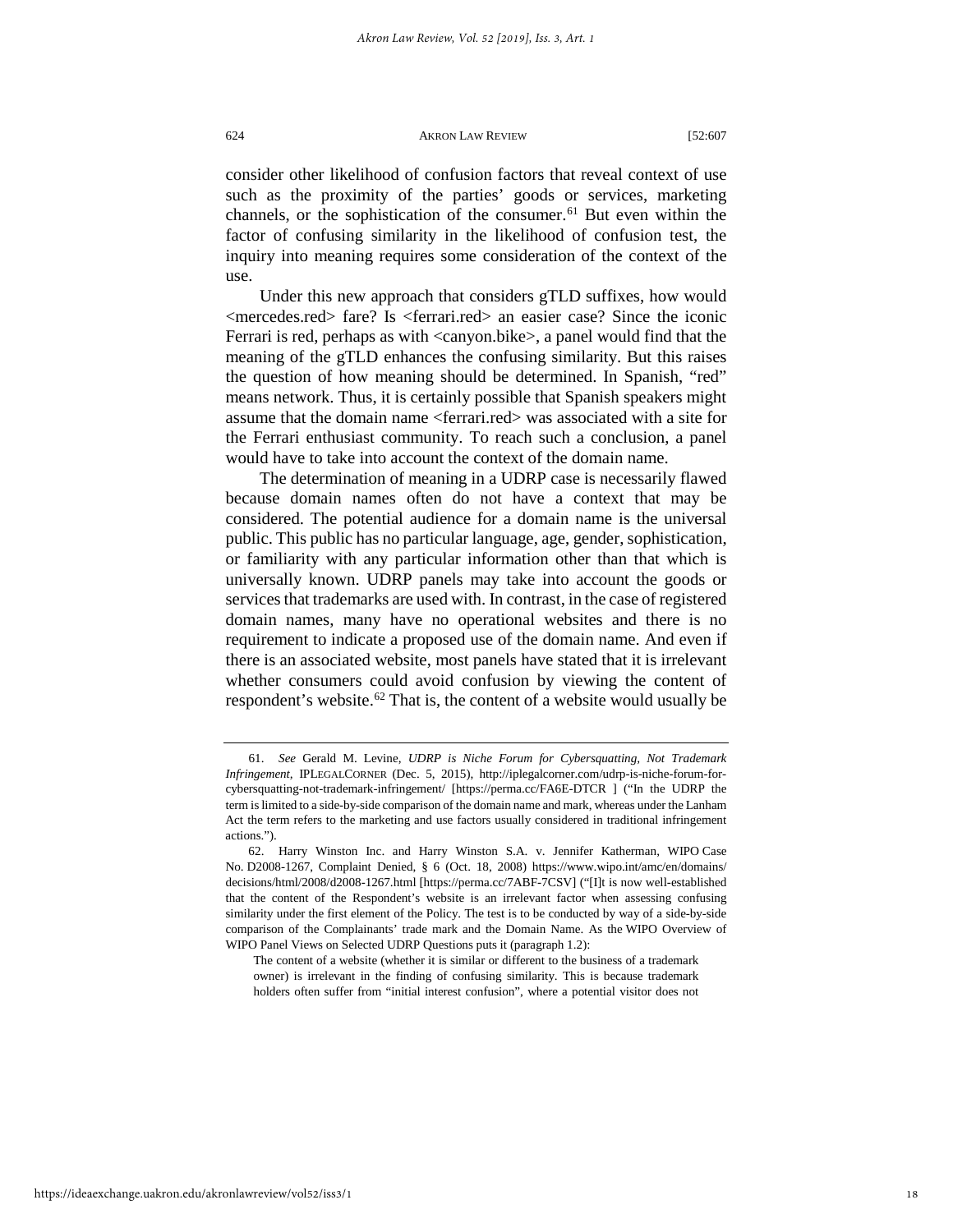consider other likelihood of confusion factors that reveal context of use such as the proximity of the parties' goods or services, marketing channels, or the sophistication of the consumer.[61] But even within the factor of confusing similarity in the likelihood of confusion test, the inquiry into meaning requires some consideration of the context of the use.

Under this new approach that considers gTLD suffixes, how would <mercedes.red> fare? Is <ferrari.red> an easier case? Since the iconic Ferrari is red, perhaps as with <canyon.bike>, a panel would find that the meaning of the gTLD enhances the confusing similarity. But this raises the question of how meaning should be determined. In Spanish, "red" means network. Thus, it is certainly possible that Spanish speakers might assume that the domain name <ferrari.red> was associated with a site for the Ferrari enthusiast community. To reach such a conclusion, a panel would have to take into account the context of the domain name.

The determination of meaning in a UDRP case is necessarily flawed because domain names often do not have a context that may be considered. The potential audience for a domain name is the universal public. This public has no particular language, age, gender, sophistication, or familiarity with any particular information other than that which is universally known. UDRP panels may take into account the goods or services that trademarks are used with. In contrast, in the case of registered domain names, many have no operational websites and there is no requirement to indicate a proposed use of the domain name. And even if there is an associated website, most panels have stated that it is irrelevant whether consumers could avoid confusion by viewing the content of respondent's website.[62] That is, the content of a website would usually be

---

61. *See* Gerald M. Levine, *UDRP is Niche Forum for Cybersquatting, Not Trademark Infringement*, IPLEGALCORNER (Dec. 5, 2015), http://iplegalcorner.com/udrp-is-niche-forum-for-cybersquatting-not-trademark-infringement/ [https://perma.cc/FA6E-DTCR ] ("In the UDRP the term is limited to a side-by-side comparison of the domain name and mark, whereas under the Lanham Act the term refers to the marketing and use factors usually considered in traditional infringement actions.").

62. Harry Winston Inc. and Harry Winston S.A. v. Jennifer Katherman, WIPO Case No. D2008-1267, Complaint Denied, § 6 (Oct. 18, 2008) https://www.wipo.int/amc/en/domains/decisions/html/2008/d2008-1267.html [https://perma.cc/7ABF-7CSV] ("[I]t is now well-established that the content of the Respondent's website is an irrelevant factor when assessing confusing similarity under the first element of the Policy. The test is to be conducted by way of a side-by-side comparison of the Complainants' trade mark and the Domain Name. As the WIPO Overview of WIPO Panel Views on Selected UDRP Questions puts it (paragraph 1.2):

> The content of a website (whether it is similar or different to the business of a trademark owner) is irrelevant in the finding of confusing similarity. This is because trademark holders often suffer from "initial interest confusion", where a potential visitor does not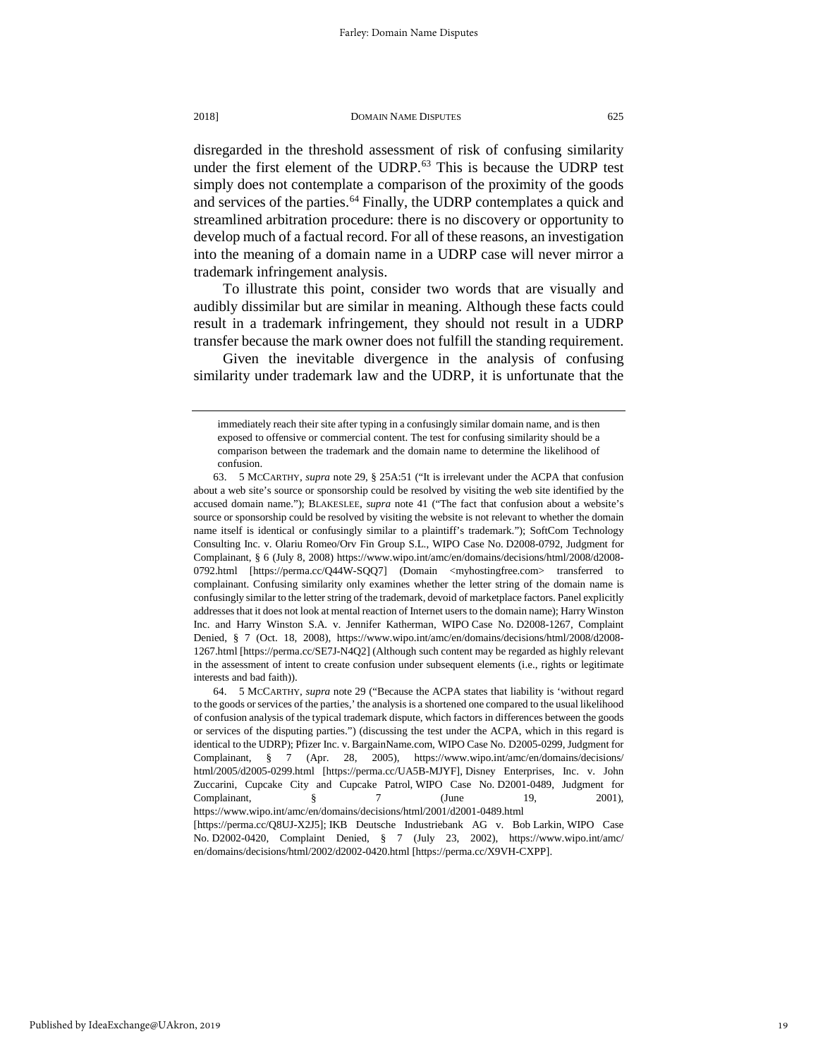disregarded in the threshold assessment of risk of confusing similarity under the first element of the UDRP.[63] This is because the UDRP test simply does not contemplate a comparison of the proximity of the goods and services of the parties.[64] Finally, the UDRP contemplates a quick and streamlined arbitration procedure: there is no discovery or opportunity to develop much of a factual record. For all of these reasons, an investigation into the meaning of a domain name in a UDRP case will never mirror a trademark infringement analysis.

To illustrate this point, consider two words that are visually and audibly dissimilar but are similar in meaning. Although these facts could result in a trademark infringement, they should not result in a UDRP transfer because the mark owner does not fulfill the standing requirement.

Given the inevitable divergence in the analysis of confusing similarity under trademark law and the UDRP, it is unfortunate that the

---

immediately reach their site after typing in a confusingly similar domain name, and is then exposed to offensive or commercial content. The test for confusing similarity should be a comparison between the trademark and the domain name to determine the likelihood of confusion.

63. 5 MCCARTHY, *supra* note 29, § 25A:51 ("It is irrelevant under the ACPA that confusion about a web site's source or sponsorship could be resolved by visiting the web site identified by the accused domain name."); BLAKESLEE, *supra* note 41 ("The fact that confusion about a website's source or sponsorship could be resolved by visiting the website is not relevant to whether the domain name itself is identical or confusingly similar to a plaintiff's trademark."); SoftCom Technology Consulting Inc. v. Olariu Romeo/Orv Fin Group S.L., WIPO Case No. D2008-0792, Judgment for Complainant, § 6 (July 8, 2008) https://www.wipo.int/amc/en/domains/decisions/html/2008/d2008-0792.html [https://perma.cc/Q44W-SQQ7] (Domain <myhostingfree.com> transferred to complainant. Confusing similarity only examines whether the letter string of the domain name is confusingly similar to the letter string of the trademark, devoid of marketplace factors. Panel explicitly addresses that it does not look at mental reaction of Internet users to the domain name); Harry Winston Inc. and Harry Winston S.A. v. Jennifer Katherman, WIPO Case No. D2008-1267, Complaint Denied, § 7 (Oct. 18, 2008), https://www.wipo.int/amc/en/domains/decisions/html/2008/d2008-1267.html [https://perma.cc/SE7J-N4Q2] (Although such content may be regarded as highly relevant in the assessment of intent to create confusion under subsequent elements (i.e., rights or legitimate interests and bad faith)).

64. 5 MCCARTHY, *supra* note 29 ("Because the ACPA states that liability is 'without regard to the goods or services of the parties,' the analysis is a shortened one compared to the usual likelihood of confusion analysis of the typical trademark dispute, which factors in differences between the goods or services of the disputing parties.") (discussing the test under the ACPA, which in this regard is identical to the UDRP); Pfizer Inc. v. BargainName.com, WIPO Case No. D2005-0299, Judgment for Complainant, § 7 (Apr. 28, 2005), https://www.wipo.int/amc/en/domains/decisions/html/2005/d2005-0299.html [https://perma.cc/UA5B-MJYF], Disney Enterprises, Inc. v. John Zuccarini, Cupcake City and Cupcake Patrol, WIPO Case No. D2001-0489, Judgment for Complainant, § 7 (June 19, 2001), https://www.wipo.int/amc/en/domains/decisions/html/2001/d2001-0489.html [https://perma.cc/Q8UJ-X2J5]; IKB Deutsche Industriebank AG v. Bob Larkin, WIPO Case No. D2002-0420, Complaint Denied, § 7 (July 23, 2002), https://www.wipo.int/amc/en/domains/decisions/html/2002/d2002-0420.html [https://perma.cc/X9VH-CXPP].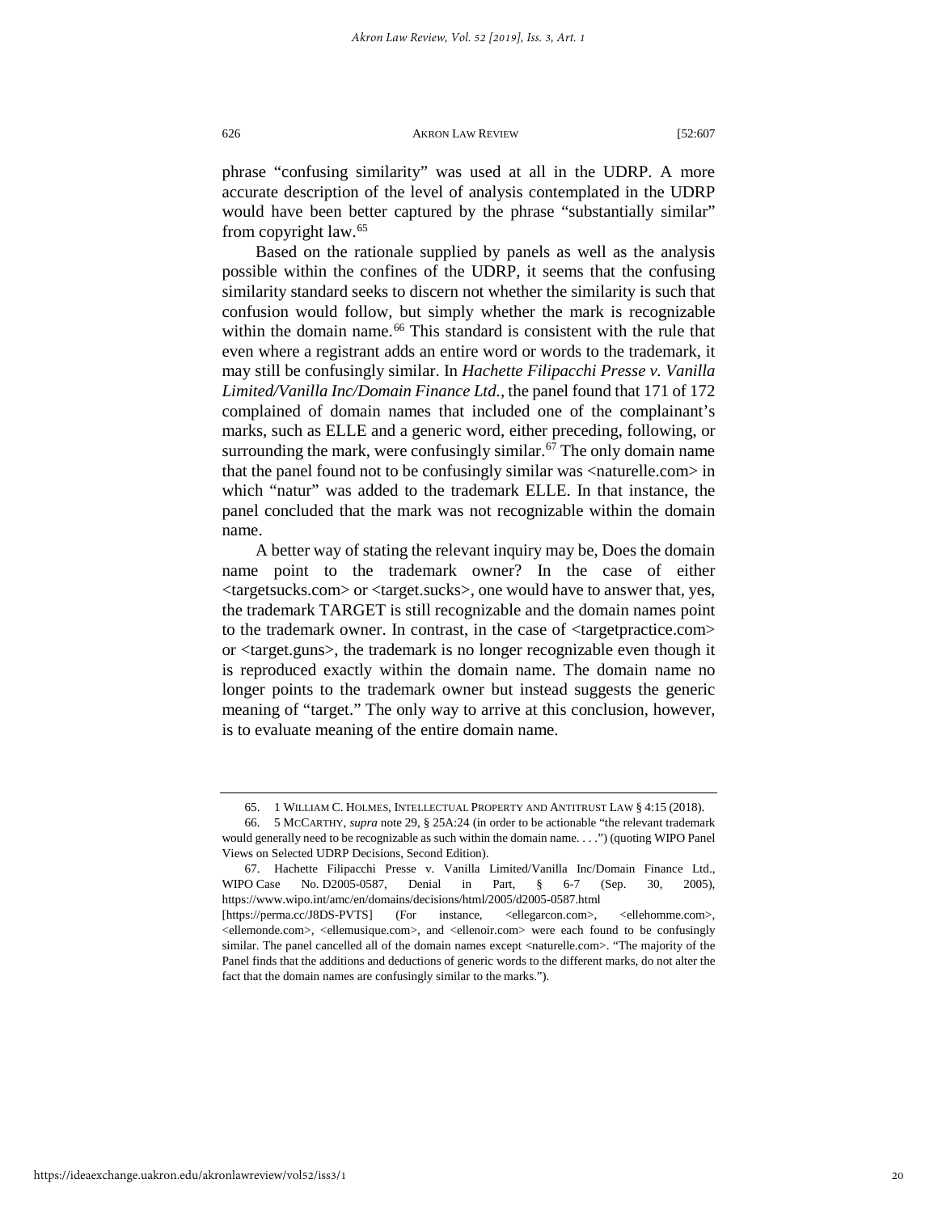phrase "confusing similarity" was used at all in the UDRP. A more accurate description of the level of analysis contemplated in the UDRP would have been better captured by the phrase "substantially similar" from copyright law.[65]

Based on the rationale supplied by panels as well as the analysis possible within the confines of the UDRP, it seems that the confusing similarity standard seeks to discern not whether the similarity is such that confusion would follow, but simply whether the mark is recognizable within the domain name.[66] This standard is consistent with the rule that even where a registrant adds an entire word or words to the trademark, it may still be confusingly similar. In *Hachette Filipacchi Presse v. Vanilla Limited/Vanilla Inc/Domain Finance Ltd.*, the panel found that 171 of 172 complained of domain names that included one of the complainant's marks, such as ELLE and a generic word, either preceding, following, or surrounding the mark, were confusingly similar.[67] The only domain name that the panel found not to be confusingly similar was <naturelle.com> in which "natur" was added to the trademark ELLE. In that instance, the panel concluded that the mark was not recognizable within the domain name.

A better way of stating the relevant inquiry may be, Does the domain name point to the trademark owner? In the case of either <targetsucks.com> or <target.sucks>, one would have to answer that, yes, the trademark TARGET is still recognizable and the domain names point to the trademark owner. In contrast, in the case of <targetpractice.com> or <target.guns>, the trademark is no longer recognizable even though it is reproduced exactly within the domain name. The domain name no longer points to the trademark owner but instead suggests the generic meaning of "target." The only way to arrive at this conclusion, however, is to evaluate meaning of the entire domain name.

---

65. 1 WILLIAM C. HOLMES, INTELLECTUAL PROPERTY AND ANTITRUST LAW § 4:15 (2018).

66. 5 MCCARTHY, *supra* note 29, § 25A:24 (in order to be actionable "the relevant trademark would generally need to be recognizable as such within the domain name. . . .") (quoting WIPO Panel Views on Selected UDRP Decisions, Second Edition).

67. Hachette Filipacchi Presse v. Vanilla Limited/Vanilla Inc/Domain Finance Ltd., WIPO Case No. D2005-0587, Denial in Part, § 6-7 (Sep. 30, 2005), https://www.wipo.int/amc/en/domains/decisions/html/2005/d2005-0587.html [https://perma.cc/J8DS-PVTS] (For instance, <ellegarcon.com>, <ellehomme.com>, <ellemonde.com>, <ellemusique.com>, and <ellenoir.com> were each found to be confusingly similar. The panel cancelled all of the domain names except <naturelle.com>. "The majority of the Panel finds that the additions and deductions of generic words to the different marks, do not alter the fact that the domain names are confusingly similar to the marks.").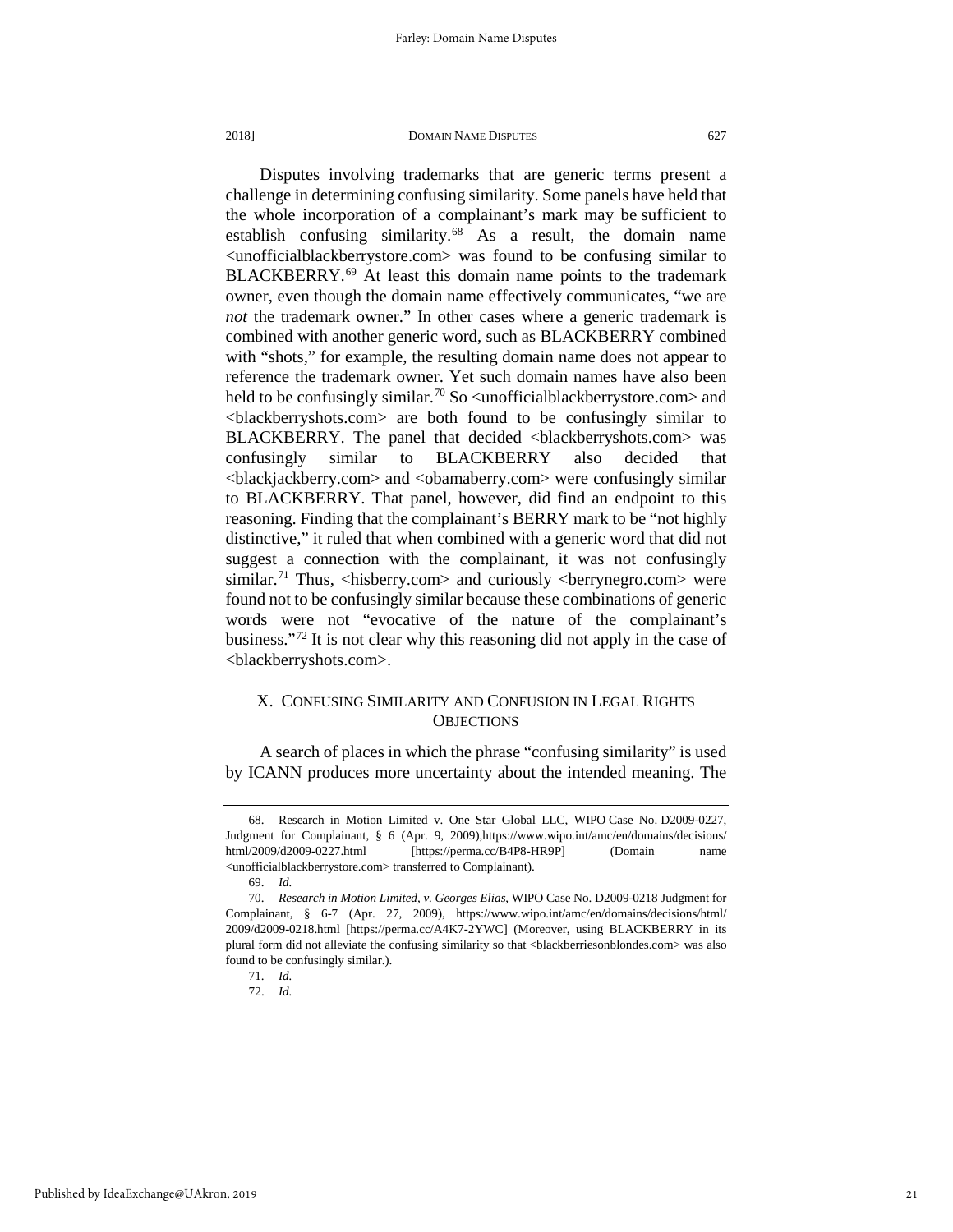Disputes involving trademarks that are generic terms present a challenge in determining confusing similarity. Some panels have held that the whole incorporation of a complainant's mark may be sufficient to establish confusing similarity.[68] As a result, the domain name <unofficialblackberrystore.com> was found to be confusing similar to BLACKBERRY.[69] At least this domain name points to the trademark owner, even though the domain name effectively communicates, "we are *not* the trademark owner." In other cases where a generic trademark is combined with another generic word, such as BLACKBERRY combined with "shots," for example, the resulting domain name does not appear to reference the trademark owner. Yet such domain names have also been held to be confusingly similar.[70] So <unofficialblackberrystore.com> and <blackberryshots.com> are both found to be confusingly similar to BLACKBERRY. The panel that decided <blackberryshots.com> was confusingly similar to BLACKBERRY also decided that <blackjackberry.com> and <obamaberry.com> were confusingly similar to BLACKBERRY. That panel, however, did find an endpoint to this reasoning. Finding that the complainant's BERRY mark to be "not highly distinctive," it ruled that when combined with a generic word that did not suggest a connection with the complainant, it was not confusingly similar.[71] Thus, <hisberry.com> and curiously <berrynegro.com> were found not to be confusingly similar because these combinations of generic words were not "evocative of the nature of the complainant's business."[72] It is not clear why this reasoning did not apply in the case of <blackberryshots.com>.

## X. Confusing Similarity and Confusion in Legal Rights Objections

A search of places in which the phrase "confusing similarity" is used by ICANN produces more uncertainty about the intended meaning. The

---

68. Research in Motion Limited v. One Star Global LLC, WIPO Case No. D2009-0227, Judgment for Complainant, § 6 (Apr. 9, 2009),https://www.wipo.int/amc/en/domains/decisions/html/2009/d2009-0227.html [https://perma.cc/B4P8-HR9P] (Domain name <unofficialblackberrystore.com> transferred to Complainant).

69. *Id.*

70. *Research in Motion Limited, v. Georges Elias*, WIPO Case No. D2009-0218 Judgment for Complainant, § 6-7 (Apr. 27, 2009), https://www.wipo.int/amc/en/domains/decisions/html/2009/d2009-0218.html [https://perma.cc/A4K7-2YWC] (Moreover, using BLACKBERRY in its plural form did not alleviate the confusing similarity so that <blackberriesonblondes.com> was also found to be confusingly similar.).

71. *Id.*

72. *Id.*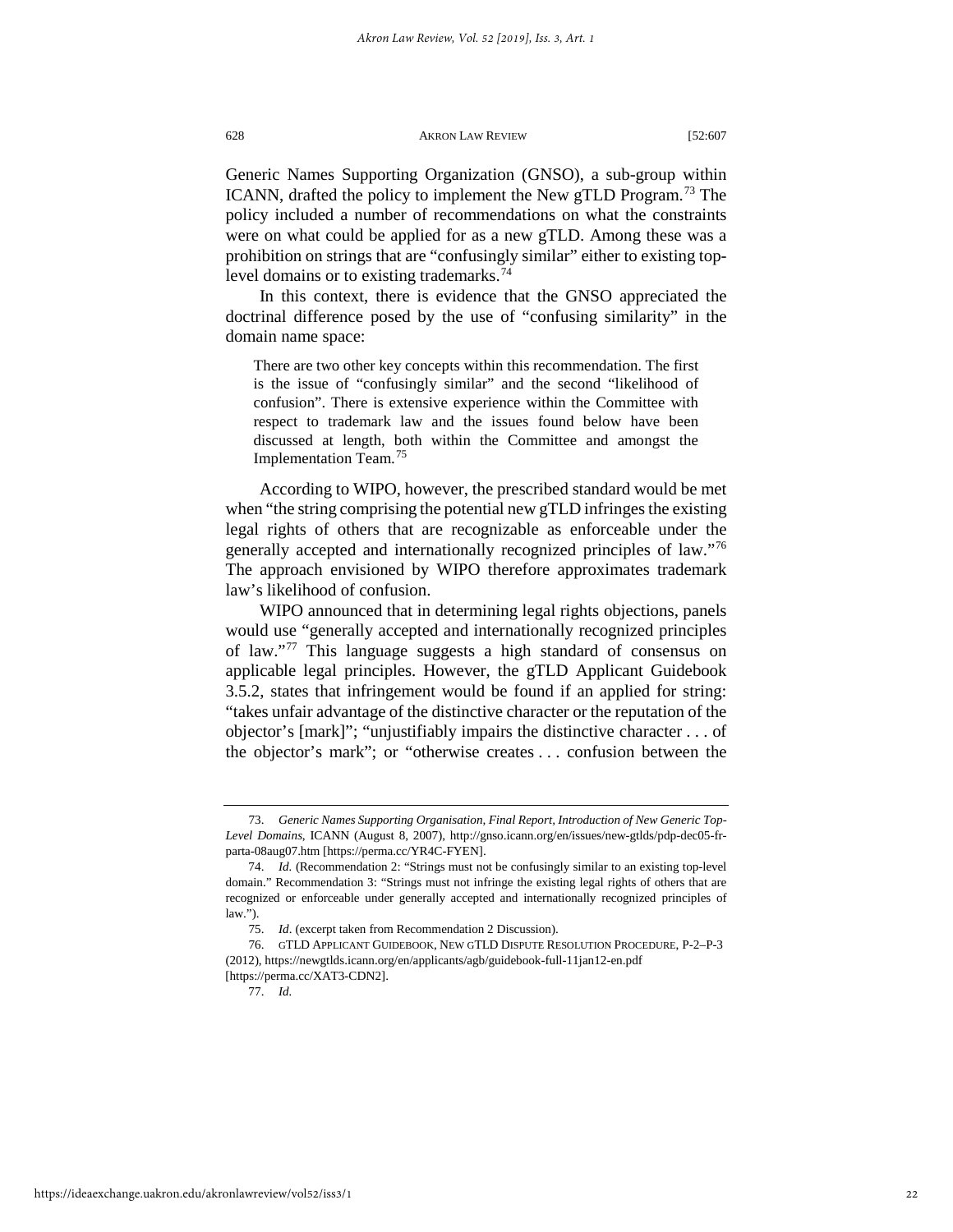Generic Names Supporting Organization (GNSO), a sub-group within ICANN, drafted the policy to implement the New gTLD Program.[73] The policy included a number of recommendations on what the constraints were on what could be applied for as a new gTLD. Among these was a prohibition on strings that are "confusingly similar" either to existing top-level domains or to existing trademarks.[74]

In this context, there is evidence that the GNSO appreciated the doctrinal difference posed by the use of "confusing similarity" in the domain name space:

> There are two other key concepts within this recommendation. The first is the issue of "confusingly similar" and the second "likelihood of confusion". There is extensive experience within the Committee with respect to trademark law and the issues found below have been discussed at length, both within the Committee and amongst the Implementation Team.[75]

According to WIPO, however, the prescribed standard would be met when "the string comprising the potential new gTLD infringes the existing legal rights of others that are recognizable as enforceable under the generally accepted and internationally recognized principles of law."[76] The approach envisioned by WIPO therefore approximates trademark law's likelihood of confusion.

WIPO announced that in determining legal rights objections, panels would use "generally accepted and internationally recognized principles of law."[77] This language suggests a high standard of consensus on applicable legal principles. However, the gTLD Applicant Guidebook 3.5.2, states that infringement would be found if an applied for string: "takes unfair advantage of the distinctive character or the reputation of the objector's [mark]"; "unjustifiably impairs the distinctive character . . . of the objector's mark"; or "otherwise creates . . . confusion between the

---

73. *Generic Names Supporting Organisation, Final Report, Introduction of New Generic Top-Level Domains*, ICANN (August 8, 2007), http://gnso.icann.org/en/issues/new-gtlds/pdp-dec05-fr-parta-08aug07.htm [https://perma.cc/YR4C-FYEN].

74. *Id.* (Recommendation 2: "Strings must not be confusingly similar to an existing top-level domain." Recommendation 3: "Strings must not infringe the existing legal rights of others that are recognized or enforceable under generally accepted and internationally recognized principles of law.").

75. *Id*. (excerpt taken from Recommendation 2 Discussion).

76. GTLD APPLICANT GUIDEBOOK, NEW GTLD DISPUTE RESOLUTION PROCEDURE, P-2–P-3 (2012), https://newgtlds.icann.org/en/applicants/agb/guidebook-full-11jan12-en.pdf [https://perma.cc/XAT3-CDN2].

77. *Id.*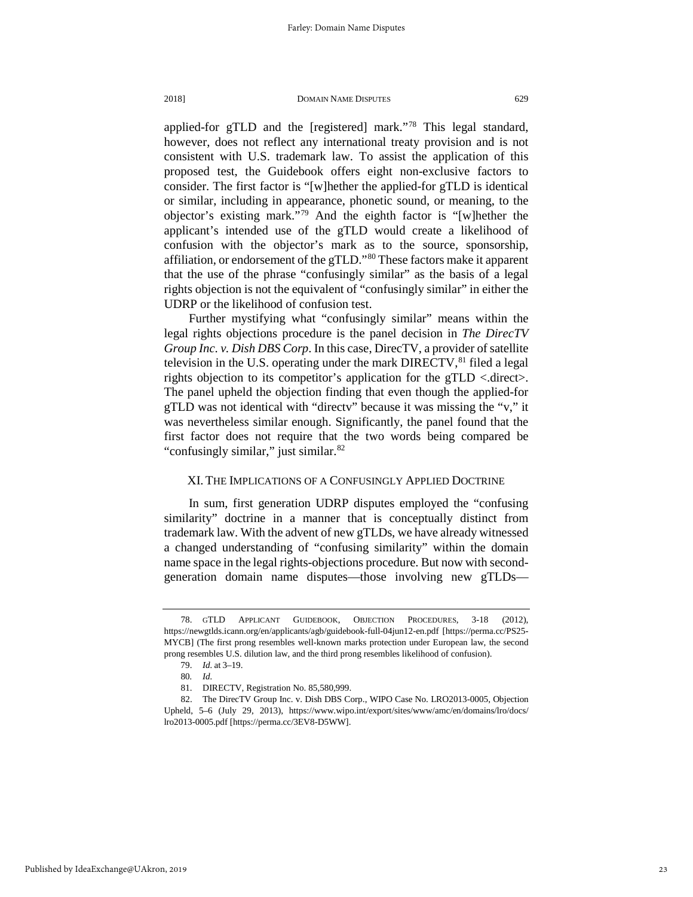applied-for gTLD and the [registered] mark."[78] This legal standard, however, does not reflect any international treaty provision and is not consistent with U.S. trademark law. To assist the application of this proposed test, the Guidebook offers eight non-exclusive factors to consider. The first factor is "[w]hether the applied-for gTLD is identical or similar, including in appearance, phonetic sound, or meaning, to the objector's existing mark."[79] And the eighth factor is "[w]hether the applicant's intended use of the gTLD would create a likelihood of confusion with the objector's mark as to the source, sponsorship, affiliation, or endorsement of the gTLD."[80] These factors make it apparent that the use of the phrase "confusingly similar" as the basis of a legal rights objection is not the equivalent of "confusingly similar" in either the UDRP or the likelihood of confusion test.

Further mystifying what "confusingly similar" means within the legal rights objections procedure is the panel decision in *The DirecTV Group Inc. v. Dish DBS Corp*. In this case, DirecTV, a provider of satellite television in the U.S. operating under the mark DIRECTV,[81] filed a legal rights objection to its competitor's application for the gTLD <.direct>. The panel upheld the objection finding that even though the applied-for gTLD was not identical with "directv" because it was missing the "v," it was nevertheless similar enough. Significantly, the panel found that the first factor does not require that the two words being compared be "confusingly similar," just similar.[82]

## XI. The Implications of a Confusingly Applied Doctrine

In sum, first generation UDRP disputes employed the "confusing similarity" doctrine in a manner that is conceptually distinct from trademark law. With the advent of new gTLDs, we have already witnessed a changed understanding of "confusing similarity" within the domain name space in the legal rights-objections procedure. But now with second-generation domain name disputes—those involving new gTLDs—

---

78. gTLD Applicant Guidebook, Objection Procedures, 3-18 (2012), https://newgtlds.icann.org/en/applicants/agb/guidebook-full-04jun12-en.pdf [https://perma.cc/PS25-MYCB] (The first prong resembles well-known marks protection under European law, the second prong resembles U.S. dilution law, and the third prong resembles likelihood of confusion).

79. *Id.* at 3–19.

80. *Id.*

81. DIRECTV, Registration No. 85,580,999.

82. The DirecTV Group Inc. v. Dish DBS Corp., WIPO Case No. LRO2013-0005, Objection Upheld, 5–6 (July 29, 2013), https://www.wipo.int/export/sites/www/amc/en/domains/lro/docs/lro2013-0005.pdf [https://perma.cc/3EV8-D5WW].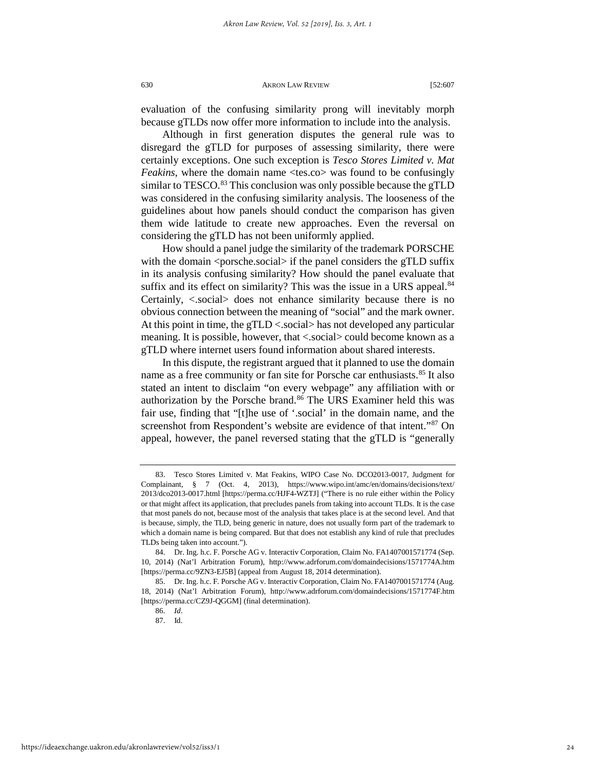evaluation of the confusing similarity prong will inevitably morph because gTLDs now offer more information to include into the analysis.

Although in first generation disputes the general rule was to disregard the gTLD for purposes of assessing similarity, there were certainly exceptions. One such exception is *Tesco Stores Limited v. Mat Feakins*, where the domain name <tes.co> was found to be confusingly similar to TESCO.[83] This conclusion was only possible because the gTLD was considered in the confusing similarity analysis. The looseness of the guidelines about how panels should conduct the comparison has given them wide latitude to create new approaches. Even the reversal on considering the gTLD has not been uniformly applied.

How should a panel judge the similarity of the trademark PORSCHE with the domain <porsche.social> if the panel considers the gTLD suffix in its analysis confusing similarity? How should the panel evaluate that suffix and its effect on similarity? This was the issue in a URS appeal.[84] Certainly, <.social> does not enhance similarity because there is no obvious connection between the meaning of "social" and the mark owner. At this point in time, the gTLD <.social> has not developed any particular meaning. It is possible, however, that <.social> could become known as a gTLD where internet users found information about shared interests.

In this dispute, the registrant argued that it planned to use the domain name as a free community or fan site for Porsche car enthusiasts.[85] It also stated an intent to disclaim "on every webpage" any affiliation with or authorization by the Porsche brand.[86] The URS Examiner held this was fair use, finding that "[t]he use of '.social' in the domain name, and the screenshot from Respondent's website are evidence of that intent."[87] On appeal, however, the panel reversed stating that the gTLD is "generally

---

83. Tesco Stores Limited v. Mat Feakins, WIPO Case No. DCO2013-0017, Judgment for Complainant, § 7 (Oct. 4, 2013), https://www.wipo.int/amc/en/domains/decisions/text/2013/dco2013-0017.html [https://perma.cc/HJF4-WZTJ] ("There is no rule either within the Policy or that might affect its application, that precludes panels from taking into account TLDs. It is the case that most panels do not, because most of the analysis that takes place is at the second level. And that is because, simply, the TLD, being generic in nature, does not usually form part of the trademark to which a domain name is being compared. But that does not establish any kind of rule that precludes TLDs being taken into account.").

84. Dr. Ing. h.c. F. Porsche AG v. Interactiv Corporation, Claim No. FA1407001571774 (Sep. 10, 2014) (Nat'l Arbitration Forum), http://www.adrforum.com/domaindecisions/1571774A.htm [https://perma.cc/9ZN3-EJ5B] (appeal from August 18, 2014 determination).

85. Dr. Ing. h.c. F. Porsche AG v. Interactiv Corporation, Claim No. FA1407001571774 (Aug. 18, 2014) (Nat'l Arbitration Forum), http://www.adrforum.com/domaindecisions/1571774F.htm [https://perma.cc/CZ9J-QGGM] (final determination).

86. *Id*.

87. Id.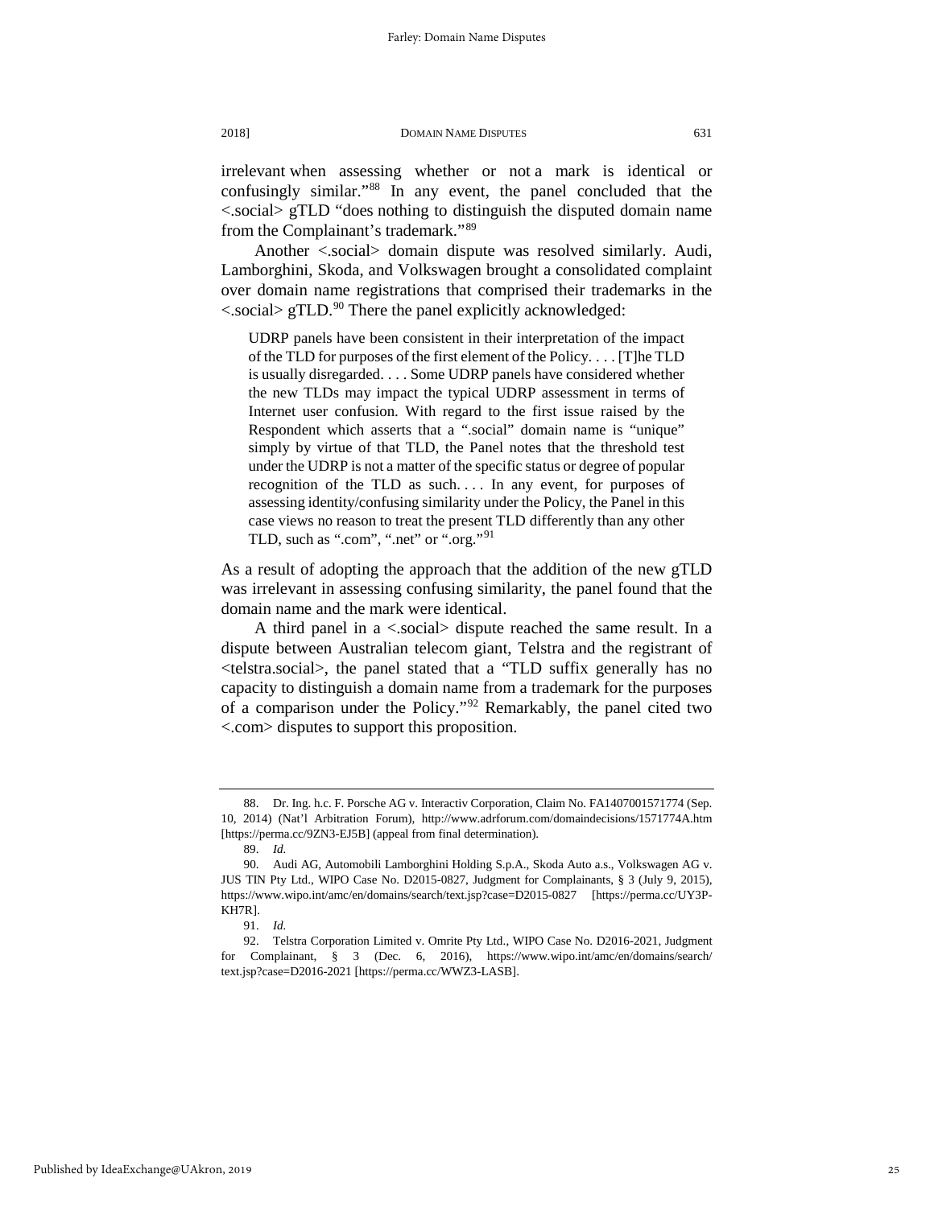irrelevant when assessing whether or not a mark is identical or confusingly similar."[88] In any event, the panel concluded that the <.social> gTLD "does nothing to distinguish the disputed domain name from the Complainant's trademark."[89]

Another <.social> domain dispute was resolved similarly. Audi, Lamborghini, Skoda, and Volkswagen brought a consolidated complaint over domain name registrations that comprised their trademarks in the <.social> gTLD.[90] There the panel explicitly acknowledged:

> UDRP panels have been consistent in their interpretation of the impact of the TLD for purposes of the first element of the Policy. . . . [T]he TLD is usually disregarded. . . . Some UDRP panels have considered whether the new TLDs may impact the typical UDRP assessment in terms of Internet user confusion. With regard to the first issue raised by the Respondent which asserts that a ".social" domain name is "unique" simply by virtue of that TLD, the Panel notes that the threshold test under the UDRP is not a matter of the specific status or degree of popular recognition of the TLD as such. . . . In any event, for purposes of assessing identity/confusing similarity under the Policy, the Panel in this case views no reason to treat the present TLD differently than any other TLD, such as ".com", ".net" or ".org."[91]

As a result of adopting the approach that the addition of the new gTLD was irrelevant in assessing confusing similarity, the panel found that the domain name and the mark were identical.

A third panel in a <.social> dispute reached the same result. In a dispute between Australian telecom giant, Telstra and the registrant of <telstra.social>, the panel stated that a "TLD suffix generally has no capacity to distinguish a domain name from a trademark for the purposes of a comparison under the Policy."[92] Remarkably, the panel cited two <.com> disputes to support this proposition.

---

88. Dr. Ing. h.c. F. Porsche AG v. Interactiv Corporation, Claim No. FA1407001571774 (Sep. 10, 2014) (Nat'l Arbitration Forum), http://www.adrforum.com/domaindecisions/1571774A.htm [https://perma.cc/9ZN3-EJ5B] (appeal from final determination).

89. *Id.*

90. Audi AG, Automobili Lamborghini Holding S.p.A., Skoda Auto a.s., Volkswagen AG v. JUS TIN Pty Ltd., WIPO Case No. D2015-0827, Judgment for Complainants, § 3 (July 9, 2015), https://www.wipo.int/amc/en/domains/search/text.jsp?case=D2015-0827 [https://perma.cc/UY3P-KH7R].

91. *Id.*

92. Telstra Corporation Limited v. Omrite Pty Ltd., WIPO Case No. D2016-2021, Judgment for Complainant, § 3 (Dec. 6, 2016), https://www.wipo.int/amc/en/domains/search/text.jsp?case=D2016-2021 [https://perma.cc/WWZ3-LASB].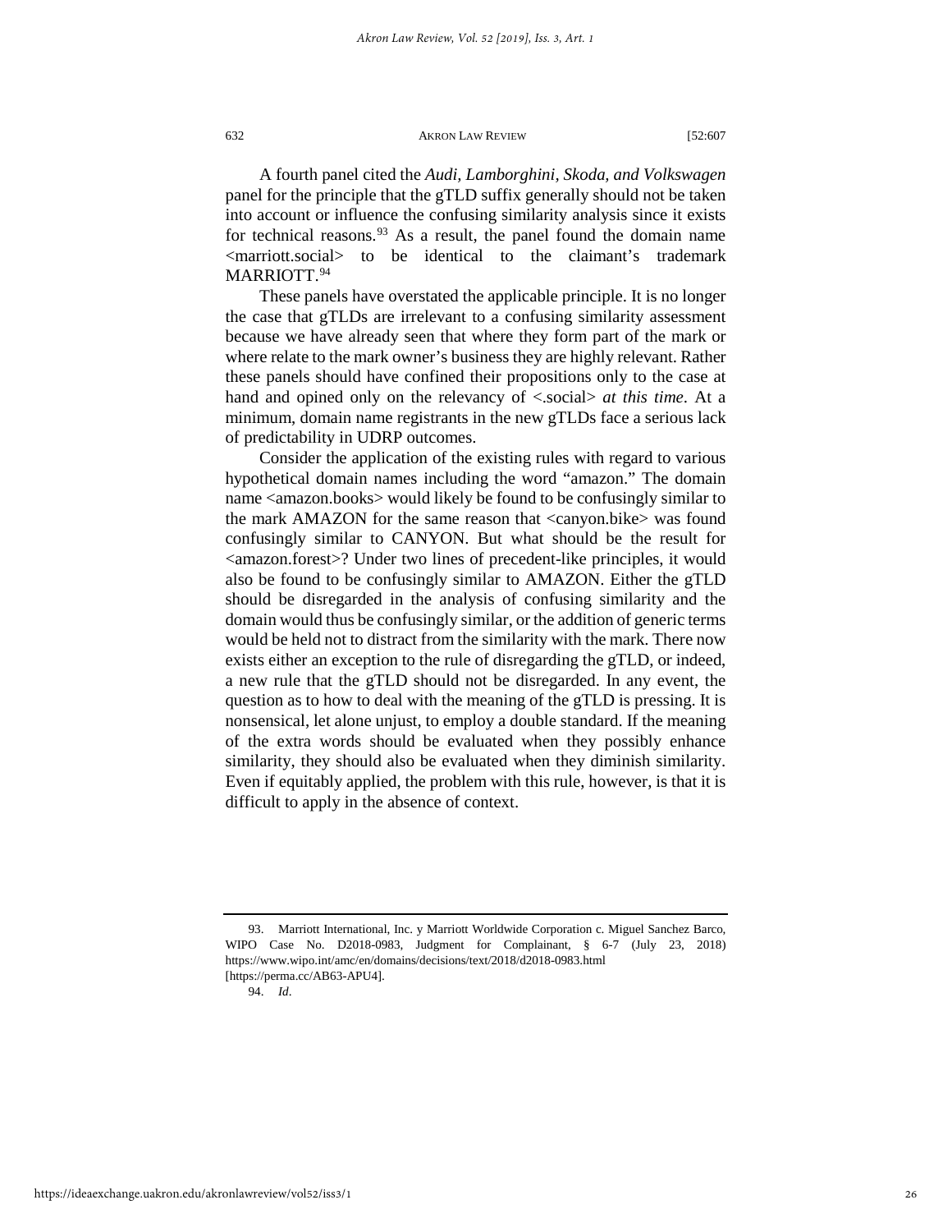A fourth panel cited the *Audi, Lamborghini, Skoda, and Volkswagen* panel for the principle that the gTLD suffix generally should not be taken into account or influence the confusing similarity analysis since it exists for technical reasons.[93] As a result, the panel found the domain name <marriott.social> to be identical to the claimant's trademark MARRIOTT.[94]

These panels have overstated the applicable principle. It is no longer the case that gTLDs are irrelevant to a confusing similarity assessment because we have already seen that where they form part of the mark or where relate to the mark owner's business they are highly relevant. Rather these panels should have confined their propositions only to the case at hand and opined only on the relevancy of <.social> *at this time*. At a minimum, domain name registrants in the new gTLDs face a serious lack of predictability in UDRP outcomes.

Consider the application of the existing rules with regard to various hypothetical domain names including the word "amazon." The domain name <amazon.books> would likely be found to be confusingly similar to the mark AMAZON for the same reason that <canyon.bike> was found confusingly similar to CANYON. But what should be the result for <amazon.forest>? Under two lines of precedent-like principles, it would also be found to be confusingly similar to AMAZON. Either the gTLD should be disregarded in the analysis of confusing similarity and the domain would thus be confusingly similar, or the addition of generic terms would be held not to distract from the similarity with the mark. There now exists either an exception to the rule of disregarding the gTLD, or indeed, a new rule that the gTLD should not be disregarded. In any event, the question as to how to deal with the meaning of the gTLD is pressing. It is nonsensical, let alone unjust, to employ a double standard. If the meaning of the extra words should be evaluated when they possibly enhance similarity, they should also be evaluated when they diminish similarity. Even if equitably applied, the problem with this rule, however, is that it is difficult to apply in the absence of context.

---

93. Marriott International, Inc. y Marriott Worldwide Corporation c. Miguel Sanchez Barco, WIPO Case No. D2018-0983, Judgment for Complainant, § 6-7 (July 23, 2018) https://www.wipo.int/amc/en/domains/decisions/text/2018/d2018-0983.html [https://perma.cc/AB63-APU4].

94. *Id*.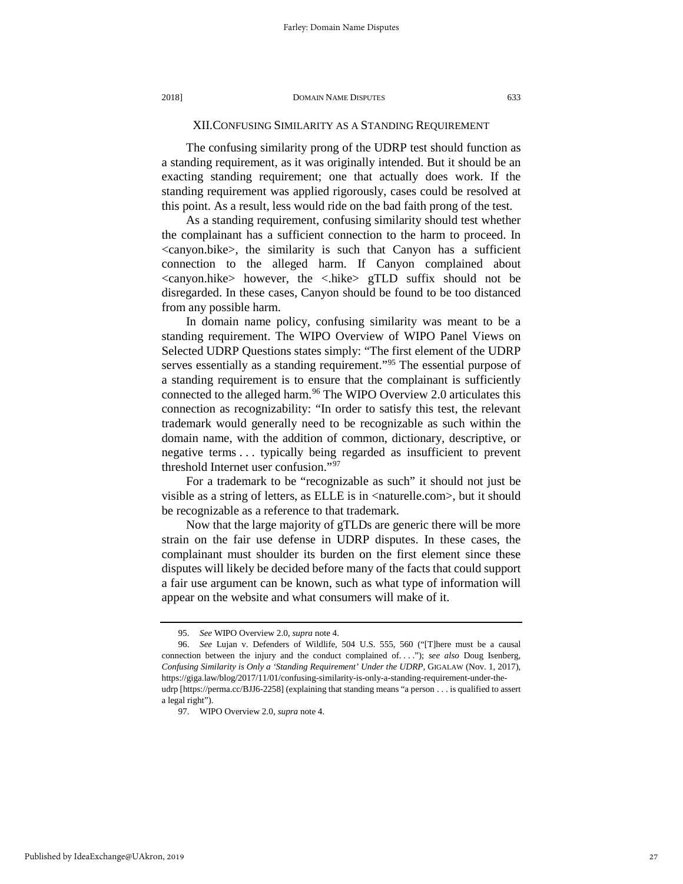## XII. CONFUSING SIMILARITY AS A STANDING REQUIREMENT

The confusing similarity prong of the UDRP test should function as a standing requirement, as it was originally intended. But it should be an exacting standing requirement; one that actually does work. If the standing requirement was applied rigorously, cases could be resolved at this point. As a result, less would ride on the bad faith prong of the test.

As a standing requirement, confusing similarity should test whether the complainant has a sufficient connection to the harm to proceed. In <canyon.bike>, the similarity is such that Canyon has a sufficient connection to the alleged harm. If Canyon complained about <canyon.hike> however, the <.hike> gTLD suffix should not be disregarded. In these cases, Canyon should be found to be too distanced from any possible harm.

In domain name policy, confusing similarity was meant to be a standing requirement. The WIPO Overview of WIPO Panel Views on Selected UDRP Questions states simply: "The first element of the UDRP serves essentially as a standing requirement."[95] The essential purpose of a standing requirement is to ensure that the complainant is sufficiently connected to the alleged harm.[96] The WIPO Overview 2.0 articulates this connection as recognizability: "In order to satisfy this test, the relevant trademark would generally need to be recognizable as such within the domain name, with the addition of common, dictionary, descriptive, or negative terms . . . typically being regarded as insufficient to prevent threshold Internet user confusion."[97]

For a trademark to be "recognizable as such" it should not just be visible as a string of letters, as ELLE is in <naturelle.com>, but it should be recognizable as a reference to that trademark.

Now that the large majority of gTLDs are generic there will be more strain on the fair use defense in UDRP disputes. In these cases, the complainant must shoulder its burden on the first element since these disputes will likely be decided before many of the facts that could support a fair use argument can be known, such as what type of information will appear on the website and what consumers will make of it.

---

95. *See* WIPO Overview 2.0, *supra* note 4.

96. *See* Lujan v. Defenders of Wildlife, 504 U.S. 555, 560 ("[T]here must be a causal connection between the injury and the conduct complained of. . . ."); *see also* Doug Isenberg, *Confusing Similarity is Only a 'Standing Requirement' Under the UDRP*, GIGALAW (Nov. 1, 2017), https://giga.law/blog/2017/11/01/confusing-similarity-is-only-a-standing-requirement-under-the-udrp [https://perma.cc/BJJ6-2258] (explaining that standing means "a person . . . is qualified to assert a legal right").

97. WIPO Overview 2.0, *supra* note 4.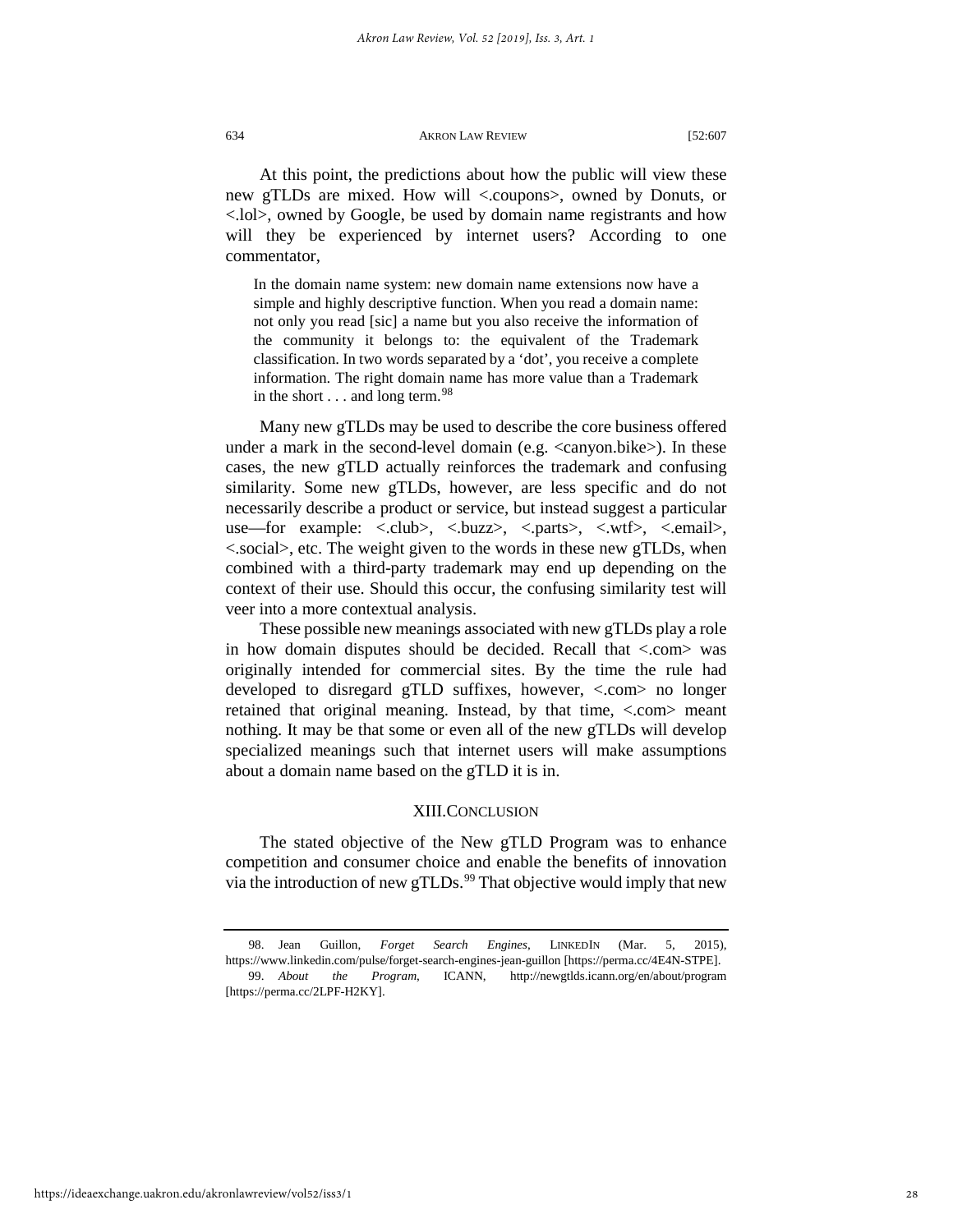At this point, the predictions about how the public will view these new gTLDs are mixed. How will <.coupons>, owned by Donuts, or <.lol>, owned by Google, be used by domain name registrants and how will they be experienced by internet users? According to one commentator,

> In the domain name system: new domain name extensions now have a simple and highly descriptive function. When you read a domain name: not only you read [sic] a name but you also receive the information of the community it belongs to: the equivalent of the Trademark classification. In two words separated by a 'dot', you receive a complete information. The right domain name has more value than a Trademark in the short . . . and long term.[98]

Many new gTLDs may be used to describe the core business offered under a mark in the second-level domain (e.g. <canyon.bike>). In these cases, the new gTLD actually reinforces the trademark and confusing similarity. Some new gTLDs, however, are less specific and do not necessarily describe a product or service, but instead suggest a particular use—for example: <.club>, <.buzz>, <.parts>, <.wtf>, <.email>, <.social>, etc. The weight given to the words in these new gTLDs, when combined with a third-party trademark may end up depending on the context of their use. Should this occur, the confusing similarity test will veer into a more contextual analysis.

These possible new meanings associated with new gTLDs play a role in how domain disputes should be decided. Recall that <.com> was originally intended for commercial sites. By the time the rule had developed to disregard gTLD suffixes, however, <.com> no longer retained that original meaning. Instead, by that time, <.com> meant nothing. It may be that some or even all of the new gTLDs will develop specialized meanings such that internet users will make assumptions about a domain name based on the gTLD it is in.

## XIII. CONCLUSION

The stated objective of the New gTLD Program was to enhance competition and consumer choice and enable the benefits of innovation via the introduction of new gTLDs.[99] That objective would imply that new

---

98. Jean Guillon, *Forget Search Engines*, LINKEDIN (Mar. 5, 2015), https://www.linkedin.com/pulse/forget-search-engines-jean-guillon [https://perma.cc/4E4N-STPE].

99. *About the Program*, ICANN, http://newgtlds.icann.org/en/about/program [https://perma.cc/2LPF-H2KY].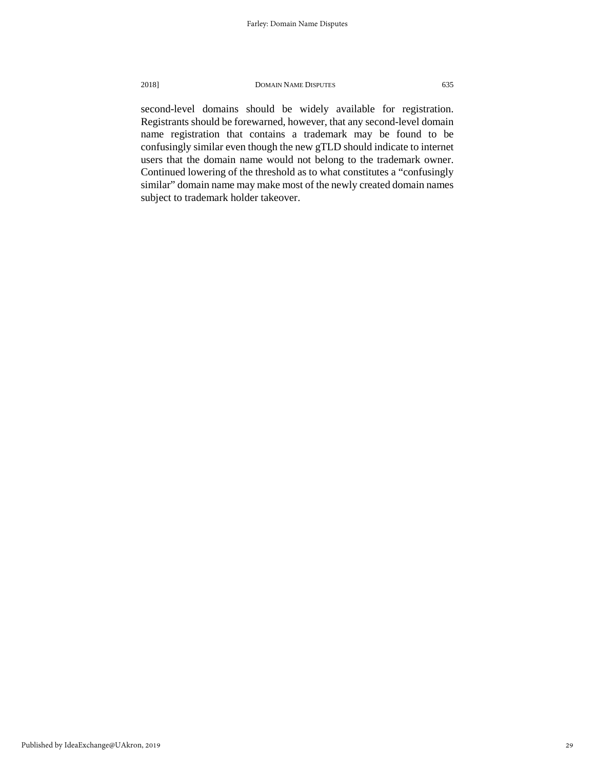second-level domains should be widely available for registration. Registrants should be forewarned, however, that any second-level domain name registration that contains a trademark may be found to be confusingly similar even though the new gTLD should indicate to internet users that the domain name would not belong to the trademark owner. Continued lowering of the threshold as to what constitutes a "confusingly similar" domain name may make most of the newly created domain names subject to trademark holder takeover.